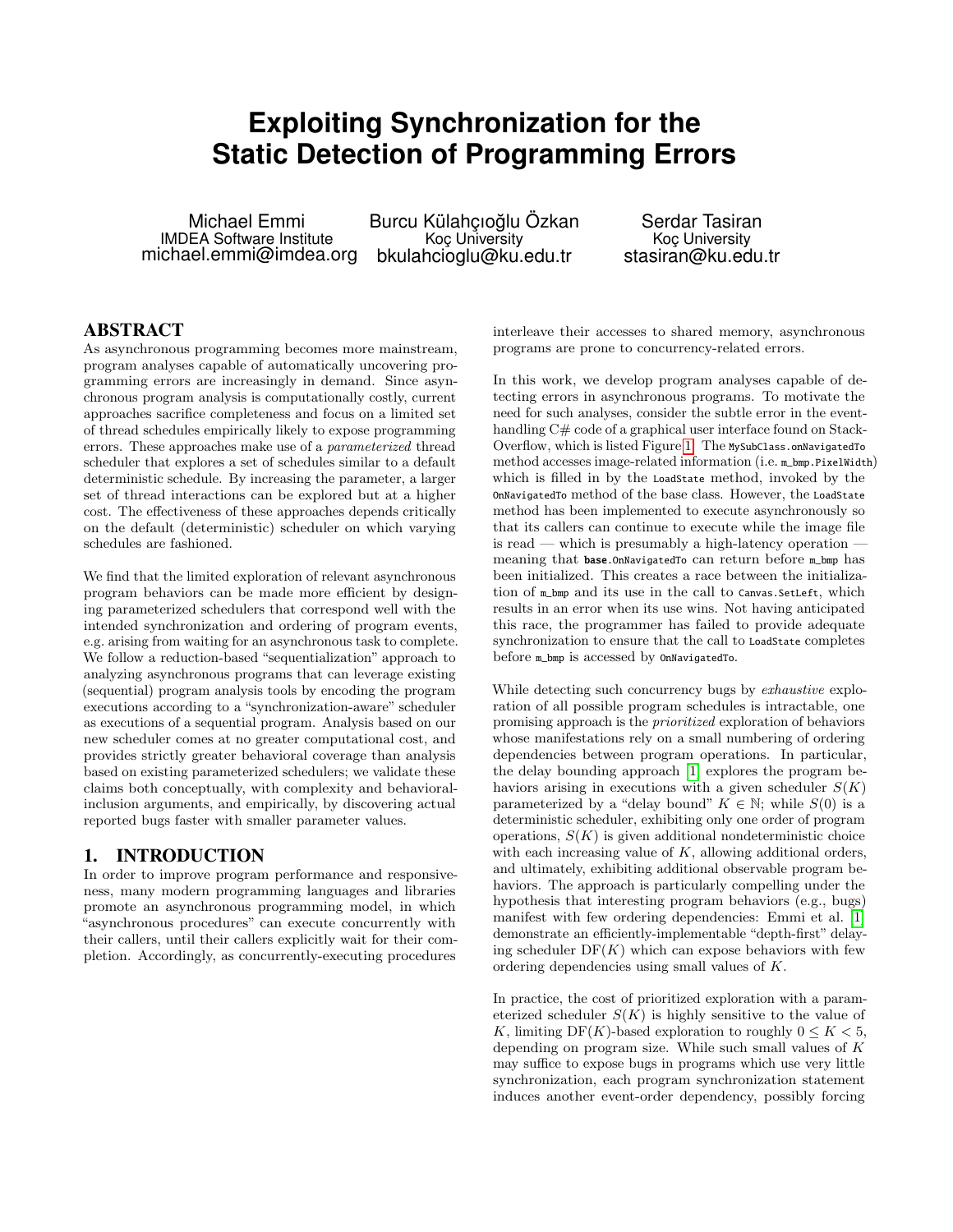# Exploiting Synchronization for the Static Detection of Programming Errors

Michael Emmi
IMDEA Software Institute
michael.emmi@imdea.org

Burcu Külahçıoğlu Özkan
Koç University
bkulahcioglu@ku.edu.tr

Serdar Tasiran
Koç University
stasiran@ku.edu.tr

## ABSTRACT

As asynchronous programming becomes more mainstream, program analyses capable of automatically uncovering programming errors are increasingly in demand. Since asynchronous program analysis is computationally costly, current approaches sacrifice completeness and focus on a limited set of thread schedules empirically likely to expose programming errors. These approaches make use of a *parameterized* thread scheduler that explores a set of schedules similar to a default deterministic schedule. By increasing the parameter, a larger set of thread interactions can be explored but at a higher cost. The effectiveness of these approaches depends critically on the default (deterministic) scheduler on which varying schedules are fashioned.

We find that the limited exploration of relevant asynchronous program behaviors can be made more efficient by designing parameterized schedulers that correspond well with the intended synchronization and ordering of program events, e.g. arising from waiting for an asynchronous task to complete. We follow a reduction-based "sequentialization" approach to analyzing asynchronous programs that can leverage existing (sequential) program analysis tools by encoding the program executions according to a "synchronization-aware" scheduler as executions of a sequential program. Analysis based on our new scheduler comes at no greater computational cost, and provides strictly greater behavioral coverage than analysis based on existing parameterized schedulers; we validate these claims both conceptually, with complexity and behavioral-inclusion arguments, and empirically, by discovering actual reported bugs faster with smaller parameter values.

## 1. INTRODUCTION

In order to improve program performance and responsiveness, many modern programming languages and libraries promote an asynchronous programming model, in which "asynchronous procedures" can execute concurrently with their callers, until their callers explicitly wait for their completion. Accordingly, as concurrently-executing procedures interleave their accesses to shared memory, asynchronous programs are prone to concurrency-related errors.

In this work, we develop program analyses capable of detecting errors in asynchronous programs. To motivate the need for such analyses, consider the subtle error in the event-handling C# code of a graphical user interface found on StackOverflow, which is listed Figure 1. The `MySubClass.onNavigatedTo` method accesses image-related information (i.e. `m_bmp.PixelWidth`) which is filled in by the `LoadState` method, invoked by the `OnNavigatedTo` method of the base class. However, the `LoadState` method has been implemented to execute asynchronously so that its callers can continue to execute while the image file is read — which is presumably a high-latency operation — meaning that **`base`**`.OnNavigatedTo` can return before `m_bmp` has been initialized. This creates a race between the initialization of `m_bmp` and its use in the call to `Canvas.SetLeft`, which results in an error when its use wins. Not having anticipated this race, the programmer has failed to provide adequate synchronization to ensure that the call to `LoadState` completes before `m_bmp` is accessed by `OnNavigatedTo`.

While detecting such concurrency bugs by *exhaustive* exploration of all possible program schedules is intractable, one promising approach is the *prioritized* exploration of behaviors whose manifestations rely on a small numbering of ordering dependencies between program operations. In particular, the delay bounding approach [1] explores the program behaviors arising in executions with a given scheduler $S(K)$ parameterized by a "delay bound" $K \in \mathbb{N}$; while $S(0)$ is a deterministic scheduler, exhibiting only one order of program operations, $S(K)$ is given additional nondeterministic choice with each increasing value of $K$, allowing additional orders, and ultimately, exhibiting additional observable program behaviors. The approach is particularly compelling under the hypothesis that interesting program behaviors (e.g., bugs) manifest with few ordering dependencies: Emmi et al. [1] demonstrate an efficiently-implementable "depth-first" delaying scheduler $\mathrm{DF}(K)$ which can expose behaviors with few ordering dependencies using small values of $K$.

In practice, the cost of prioritized exploration with a parameterized scheduler $S(K)$ is highly sensitive to the value of $K$, limiting $\mathrm{DF}(K)$-based exploration to roughly $0 \leq K < 5$, depending on program size. While such small values of $K$ may suffice to expose bugs in programs which use very little synchronization, each program synchronization statement induces another event-order dependency, possibly forcing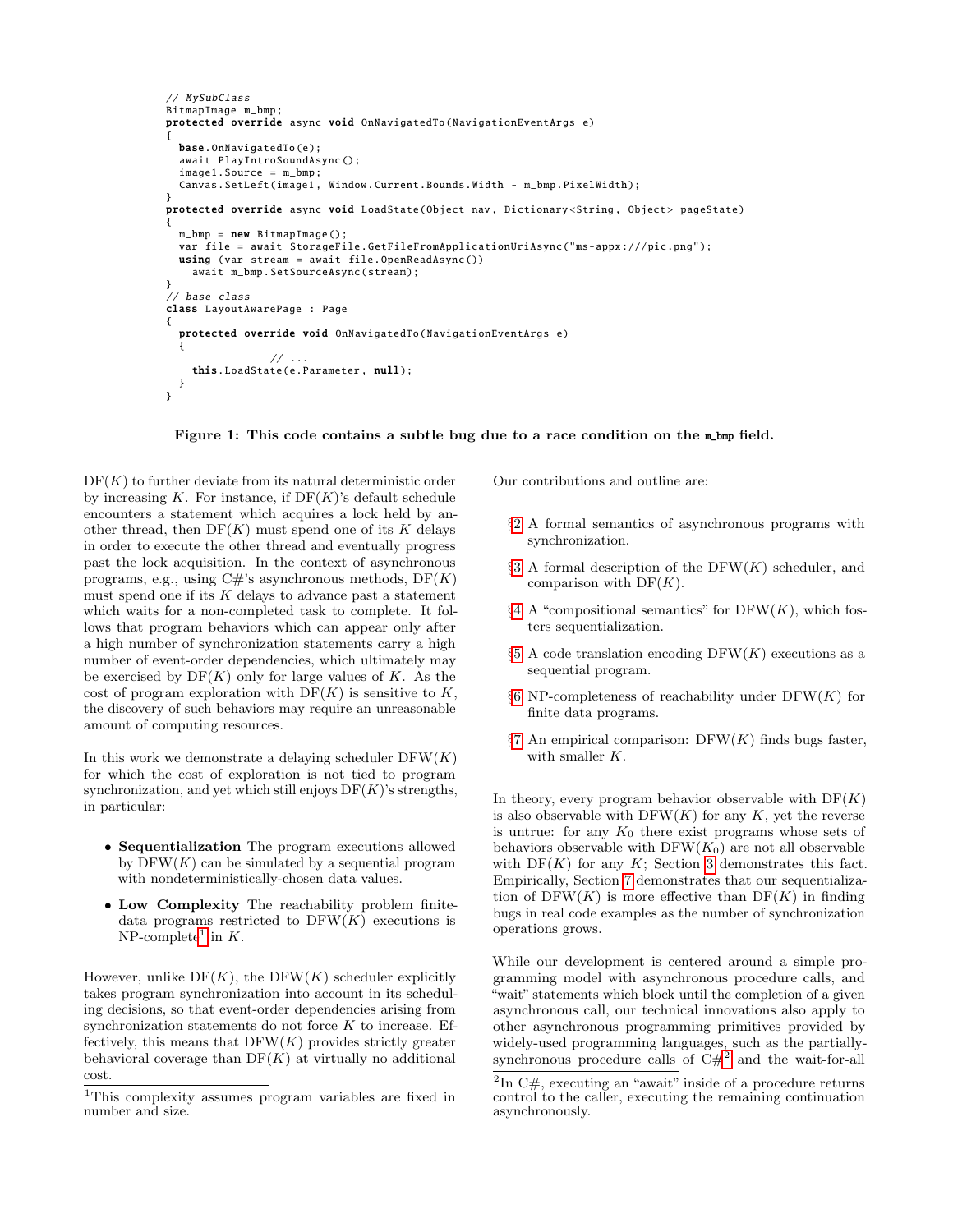```
// MySubClass
BitmapImage m_bmp;
protected override async void OnNavigatedTo(NavigationEventArgs e)
{
  base.OnNavigatedTo(e);
  await PlayIntroSoundAsync();
  image1.Source = m_bmp;
  Canvas.SetLeft(image1, Window.Current.Bounds.Width - m_bmp.PixelWidth);
}
protected override async void LoadState(Object nav, Dictionary<String, Object> pageState)
{
  m_bmp = new BitmapImage();
  var file = await StorageFile.GetFileFromApplicationUriAsync("ms-appx:///pic.png");
  using (var stream = await file.OpenReadAsync())
    await m_bmp.SetSourceAsync(stream);
}
// base class
class LayoutAwarePage : Page
{
  protected override void OnNavigatedTo(NavigationEventArgs e)
  {
                // ...
    this.LoadState(e.Parameter, null);
  }
}
```

**Figure 1: This code contains a subtle bug due to a race condition on the m_bmp field.**

DF($K$) to further deviate from its natural deterministic order by increasing $K$. For instance, if DF($K$)'s default schedule encounters a statement which acquires a lock held by another thread, then DF($K$) must spend one of its $K$ delays in order to execute the other thread and eventually progress past the lock acquisition. In the context of asynchronous programs, e.g., using C#'s asynchronous methods, DF($K$) must spend one if its $K$ delays to advance past a statement which waits for a non-completed task to complete. It follows that program behaviors which can appear only after a high number of synchronization statements carry a high number of event-order dependencies, which ultimately may be exercised by DF($K$) only for large values of $K$. As the cost of program exploration with DF($K$) is sensitive to $K$, the discovery of such behaviors may require an unreasonable amount of computing resources.

In this work we demonstrate a delaying scheduler DFW($K$) for which the cost of exploration is not tied to program synchronization, and yet which still enjoys DF($K$)'s strengths, in particular:

- **Sequentialization** The program executions allowed by DFW($K$) can be simulated by a sequential program with nondeterministically-chosen data values.
- **Low Complexity** The reachability problem finite-data programs restricted to DFW($K$) executions is NP-complete[1] in $K$.

However, unlike DF($K$), the DFW($K$) scheduler explicitly takes program synchronization into account in its scheduling decisions, so that event-order dependencies arising from synchronization statements do not force $K$ to increase. Effectively, this means that DFW($K$) provides strictly greater behavioral coverage than DF($K$) at virtually no additional cost.

[1]This complexity assumes program variables are fixed in number and size.

Our contributions and outline are:

- §2 A formal semantics of asynchronous programs with synchronization.
- §3 A formal description of the DFW($K$) scheduler, and comparison with DF($K$).
- §4 A "compositional semantics" for DFW($K$), which fosters sequentialization.
- §5 A code translation encoding DFW($K$) executions as a sequential program.
- §6 NP-completeness of reachability under DFW($K$) for finite data programs.
- §7 An empirical comparison: DFW($K$) finds bugs faster, with smaller $K$.

In theory, every program behavior observable with DF($K$) is also observable with DFW($K$) for any $K$, yet the reverse is untrue: for any $K_0$ there exist programs whose sets of behaviors observable with DFW($K_0$) are not all observable with DF($K$) for any $K$; Section 3 demonstrates this fact. Empirically, Section 7 demonstrates that our sequentialization of DFW($K$) is more effective than DF($K$) in finding bugs in real code examples as the number of synchronization operations grows.

While our development is centered around a simple programming model with asynchronous procedure calls, and "wait" statements which block until the completion of a given asynchronous call, our technical innovations also apply to other asynchronous programming primitives provided by widely-used programming languages, such as the partially-synchronous procedure calls of C#[2] and the wait-for-all

[2]In C#, executing an "await" inside of a procedure returns control to the caller, executing the remaining continuation asynchronously.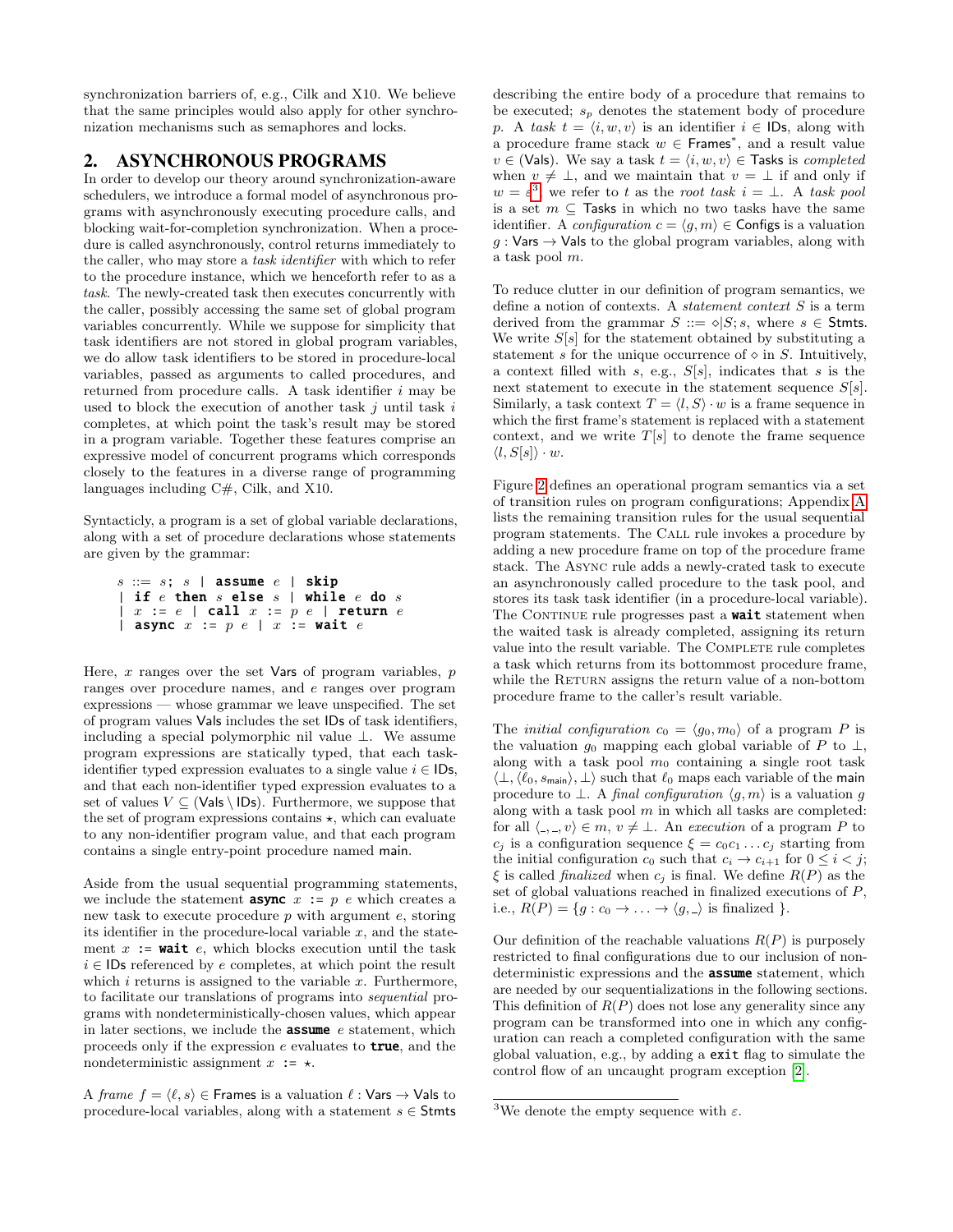synchronization barriers of, e.g., Cilk and X10. We believe that the same principles would also apply for other synchronization mechanisms such as semaphores and locks.

## 2. ASYNCHRONOUS PROGRAMS

In order to develop our theory around synchronization-aware schedulers, we introduce a formal model of asynchronous programs with asynchronously executing procedure calls, and blocking wait-for-completion synchronization. When a procedure is called asynchronously, control returns immediately to the caller, who may store a *task identifier* with which to refer to the procedure instance, which we henceforth refer to as a *task*. The newly-created task then executes concurrently with the caller, possibly accessing the same set of global program variables concurrently. While we suppose for simplicity that task identifiers are not stored in global program variables, we do allow task identifiers to be stored in procedure-local variables, passed as arguments to called procedures, and returned from procedure calls. A task identifier $i$ may be used to block the execution of another task $j$ until task $i$ completes, at which point the task's result may be stored in a program variable. Together these features comprise an expressive model of concurrent programs which corresponds closely to the features in a diverse range of programming languages including C#, Cilk, and X10.

Syntacticly, a program is a set of global variable declarations, along with a set of procedure declarations whose statements are given by the grammar:

```
s ::= s; s | assume e | skip
  | if e then s else s | while e do s
  | x := e | call x := p e | return e
  | async x := p e | x := wait e
```

Here, $x$ ranges over the set Vars of program variables, $p$ ranges over procedure names, and $e$ ranges over program expressions — whose grammar we leave unspecified. The set of program values Vals includes the set IDs of task identifiers, including a special polymorphic nil value $\bot$. We assume program expressions are statically typed, that each task-identifier typed expression evaluates to a single value $i \in \mathsf{IDs}$, and that each non-identifier typed expression evaluates to a set of values $V \subseteq (\mathsf{Vals} \setminus \mathsf{IDs})$. Furthermore, we suppose that the set of program expressions contains $\star$, which can evaluate to any non-identifier program value, and that each program contains a single entry-point procedure named main.

Aside from the usual sequential programming statements, we include the statement **async** $x$ := $p$ $e$ which creates a new task to execute procedure $p$ with argument $e$, storing its identifier in the procedure-local variable $x$, and the statement $x$ := **wait** $e$, which blocks execution until the task $i \in \mathsf{IDs}$ referenced by $e$ completes, at which point the result which $i$ returns is assigned to the variable $x$. Furthermore, to facilitate our translations of programs into *sequential* programs with nondeterministically-chosen values, which appear in later sections, we include the **assume** $e$ statement, which proceeds only if the expression $e$ evaluates to **true**, and the nondeterministic assignment $x$ := $\star$.

A *frame* $f = \langle \ell, s \rangle \in \mathsf{Frames}$ is a valuation $\ell : \mathsf{Vars} \to \mathsf{Vals}$ to procedure-local variables, along with a statement $s \in \mathsf{Stmts}$ describing the entire body of a procedure that remains to be executed; $s_p$ denotes the statement body of procedure $p$. A *task* $t = \langle i, w, v \rangle$ is an identifier $i \in \mathsf{IDs}$, along with a procedure frame stack $w \in \mathsf{Frames}^*$, and a result value $v \in (\mathsf{Vals})$. We say a task $t = \langle i, w, v \rangle \in \mathsf{Tasks}$ is *completed* when $v \neq \bot$, and we maintain that $v = \bot$ if and only if $w = \varepsilon$[3]; we refer to $t$ as the *root task* $i = \bot$. A *task pool* is a set $m \subseteq \mathsf{Tasks}$ in which no two tasks have the same identifier. A *configuration* $c = \langle g, m \rangle \in \mathsf{Configs}$ is a valuation $g : \mathsf{Vars} \to \mathsf{Vals}$ to the global program variables, along with a task pool $m$.

To reduce clutter in our definition of program semantics, we define a notion of contexts. A *statement context* $S$ is a term derived from the grammar $S ::= \diamond | S; s$, where $s \in \mathsf{Stmts}$. We write $S[s]$ for the statement obtained by substituting a statement $s$ for the unique occurrence of $\diamond$ in $S$. Intuitively, a context filled with $s$, e.g., $S[s]$, indicates that $s$ is the next statement to execute in the statement sequence $S[s]$. Similarly, a task context $T = \langle l, S \rangle \cdot w$ is a frame sequence in which the first frame's statement is replaced with a statement context, and we write $T[s]$ to denote the frame sequence $\langle l, S[s] \rangle \cdot w$.

Figure 2 defines an operational program semantics via a set of transition rules on program configurations; Appendix A lists the remaining transition rules for the usual sequential program statements. The Call rule invokes a procedure by adding a new procedure frame on top of the procedure frame stack. The Async rule adds a newly-crated task to execute an asynchronously called procedure to the task pool, and stores its task task identifier (in a procedure-local variable). The Continue rule progresses past a **wait** statement when the waited task is already completed, assigning its return value into the result variable. The Complete rule completes a task which returns from its bottommost procedure frame, while the Return assigns the return value of a non-bottom procedure frame to the caller's result variable.

The *initial configuration* $c_0 = \langle g_0, m_0 \rangle$ of a program $P$ is the valuation $g_0$ mapping each global variable of $P$ to $\bot$, along with a task pool $m_0$ containing a single root task $\langle \bot, \langle \ell_0, s_{\mathsf{main}} \rangle, \bot \rangle$ such that $\ell_0$ maps each variable of the main procedure to $\bot$. A *final configuration* $\langle g, m \rangle$ is a valuation $g$ along with a task pool $m$ in which all tasks are completed: for all $\langle \_, \_, v \rangle \in m$, $v \neq \bot$. An *execution* of a program $P$ to $c_j$ is a configuration sequence $\xi = c_0 c_1 \ldots c_j$ starting from the initial configuration $c_0$ such that $c_i \to c_{i+1}$ for $0 \leq i < j$; $\xi$ is called *finalized* when $c_j$ is final. We define $R(P)$ as the set of global valuations reached in finalized executions of $P$, i.e., $R(P) = \{ g : c_0 \to \ldots \to \langle g, \_ \rangle \text{ is finalized } \}$.

Our definition of the reachable valuations $R(P)$ is purposely restricted to final configurations due to our inclusion of nondeterministic expressions and the **assume** statement, which are needed by our sequentializations in the following sections. This definition of $R(P)$ does not lose any generality since any program can be transformed into one in which any configuration can reach a completed configuration with the same global valuation, e.g., by adding a `exit` flag to simulate the control flow of an uncaught program exception [2].

[3] We denote the empty sequence with $\varepsilon$.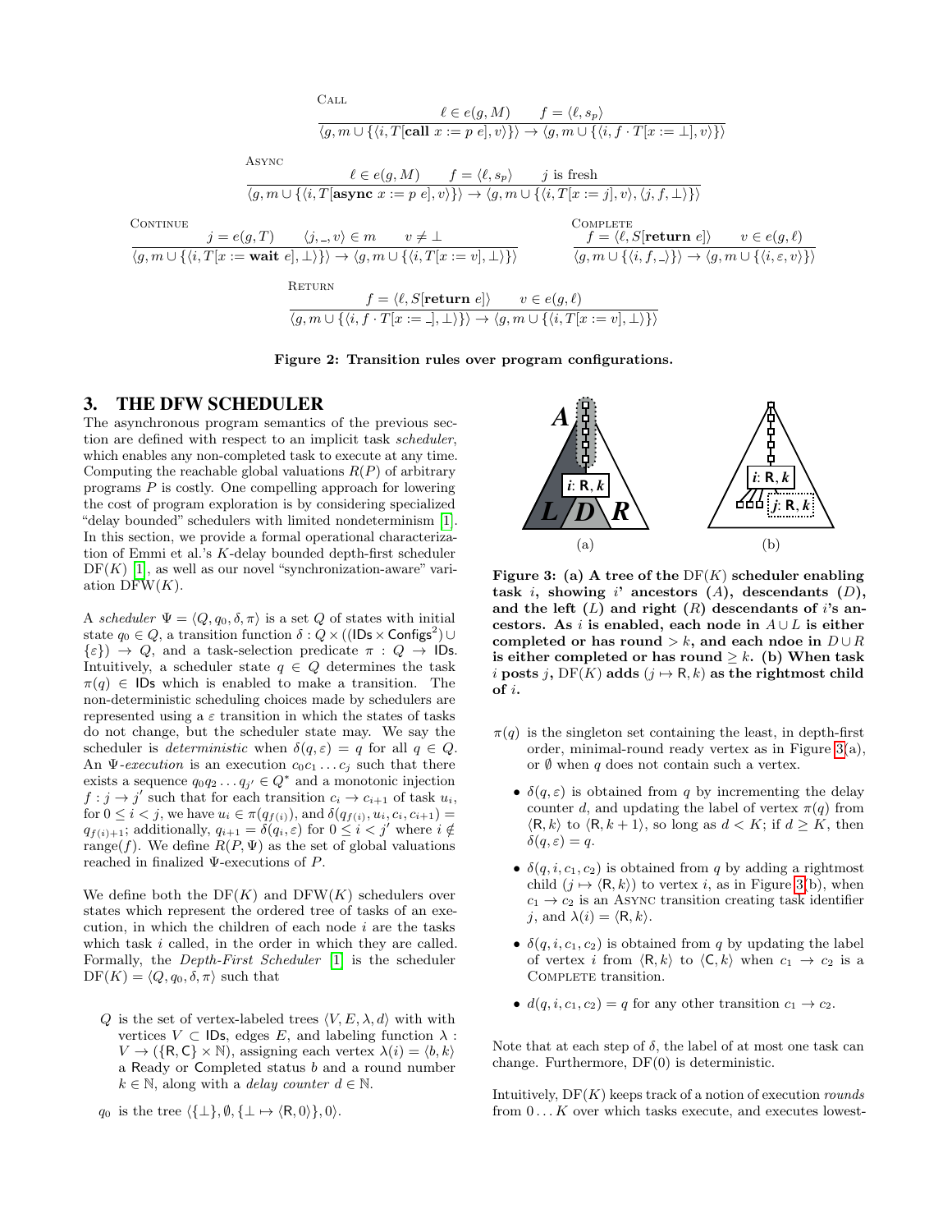$$\textsc{Call}\quad \frac{\ell \in e(g, M) \qquad f = \langle \ell, s_p \rangle}{\langle g, m \cup \{\langle i, T[\mathbf{call}\ x := p\ e], v\rangle\}\rangle \to \langle g, m \cup \{\langle i, f \cdot T[x := \bot], v\rangle\}\rangle}$$

$$\textsc{Async}\quad \frac{\ell \in e(g, M) \qquad f = \langle \ell, s_p \rangle \qquad j \text{ is fresh}}{\langle g, m \cup \{\langle i, T[\mathbf{async}\ x := p\ e], v\rangle\}\rangle \to \langle g, m \cup \{\langle i, T[x := j], v\rangle, \langle j, f, \bot\rangle\}\rangle}$$

$$\textsc{Continue}\quad \frac{j = e(g, T) \qquad \langle j, \_, v\rangle \in m \qquad v \neq \bot}{\langle g, m \cup \{\langle i, T[x := \mathbf{wait}\ e], \bot\rangle\}\rangle \to \langle g, m \cup \{\langle i, T[x := v], \bot\rangle\}\rangle}$$

$$\textsc{Complete}\quad \frac{f = \langle \ell, S[\mathbf{return}\ e]\rangle \qquad v \in e(g, \ell)}{\langle g, m \cup \{\langle i, f, \_\rangle\}\rangle \to \langle g, m \cup \{\langle i, \varepsilon, v\rangle\}\rangle}$$

$$\textsc{Return}\quad \frac{f = \langle \ell, S[\mathbf{return}\ e]\rangle \qquad v \in e(g, \ell)}{\langle g, m \cup \{\langle i, f \cdot T[x := \_], \bot\rangle\}\rangle \to \langle g, m \cup \{\langle i, T[x := v], \bot\rangle\}\rangle}$$

**Figure 2: Transition rules over program configurations.**

## 3. THE DFW SCHEDULER

The asynchronous program semantics of the previous section are defined with respect to an implicit task *scheduler*, which enables any non-completed task to execute at any time. Computing the reachable global valuations $R(P)$ of arbitrary programs $P$ is costly. One compelling approach for lowering the cost of program exploration is by considering specialized "delay bounded" schedulers with limited nondeterminism [1]. In this section, we provide a formal operational characterization of Emmi et al.'s $K$-delay bounded depth-first scheduler $\mathrm{DF}(K)$ [1], as well as our novel "synchronization-aware" variation $\mathrm{DFW}(K)$.

A *scheduler* $\Psi = \langle Q, q_0, \delta, \pi\rangle$ is a set $Q$ of states with initial state $q_0 \in Q$, a transition function $\delta : Q \times ((\mathsf{IDs} \times \mathsf{Configs}^2) \cup \{\varepsilon\}) \to Q$, and a task-selection predicate $\pi : Q \to \mathsf{IDs}$. Intuitively, a scheduler state $q \in Q$ determines the task $\pi(q) \in \mathsf{IDs}$ which is enabled to make a transition. The non-deterministic scheduling choices made by schedulers are represented using a $\varepsilon$ transition in which the states of tasks do not change, but the scheduler state may. We say the scheduler is *deterministic* when $\delta(q, \varepsilon) = q$ for all $q \in Q$. An $\Psi$-*execution* is an execution $c_0 c_1 \ldots c_j$ such that there exists a sequence $q_0 q_2 \ldots q_{j'} \in Q^*$ and a monotonic injection $f : j \to j'$ such that for each transition $c_i \to c_{i+1}$ of task $u_i$, for $0 \leq i < j$, we have $u_i \in \pi(q_{f(i)})$, and $\delta(q_{f(i)}, u_i, c_i, c_{i+1}) = q_{f(i)+1}$; additionally, $q_{i+1} = \delta(q_i, \varepsilon)$ for $0 \leq i < j'$ where $i \notin \mathrm{range}(f)$. We define $R(P, \Psi)$ as the set of global valuations reached in finalized $\Psi$-executions of $P$.

We define both the $\mathrm{DF}(K)$ and $\mathrm{DFW}(K)$ schedulers over states which represent the ordered tree of tasks of an execution, in which the children of each node $i$ are the tasks which task $i$ called, in the order in which they are called. Formally, the *Depth-First Scheduler* [1] is the scheduler $\mathrm{DF}(K) = \langle Q, q_0, \delta, \pi\rangle$ such that

- $Q$ is the set of vertex-labeled trees $\langle V, E, \lambda, d\rangle$ with with vertices $V \subset \mathsf{IDs}$, edges $E$, and labeling function $\lambda : V \to (\{\mathsf{R}, \mathsf{C}\} \times \mathbb{N})$, assigning each vertex $\lambda(i) = \langle b, k\rangle$ a Ready or Completed status $b$ and a round number $k \in \mathbb{N}$, along with a *delay counter* $d \in \mathbb{N}$.
- $q_0$ is the tree $\langle \{\bot\}, \emptyset, \{\bot \mapsto \langle \mathsf{R}, 0\rangle\}, 0\rangle$.

**Figure 3: (a) A tree of the $\mathrm{DF}(K)$ scheduler enabling task $i$, showing $i$' ancestors ($A$), descendants ($D$), and the left ($L$) and right ($R$) descendants of $i$'s ancestors. As $i$ is enabled, each node in $A \cup L$ is either completed or has round $> k$, and each ndoe in $D \cup R$ is either completed or has round $\geq k$. (b) When task $i$ posts $j$, $\mathrm{DF}(K)$ adds $(j \mapsto \mathsf{R}, k)$ as the rightmost child of $i$.**

- $\pi(q)$ is the singleton set containing the least, in depth-first order, minimal-round ready vertex as in Figure 3(a), or $\emptyset$ when $q$ does not contain such a vertex.
  - $\delta(q, \varepsilon)$ is obtained from $q$ by incrementing the delay counter $d$, and updating the label of vertex $\pi(q)$ from $\langle \mathsf{R}, k\rangle$ to $\langle \mathsf{R}, k+1\rangle$, so long as $d < K$; if $d \geq K$, then $\delta(q, \varepsilon) = q$.
  - $\delta(q, i, c_1, c_2)$ is obtained from $q$ by adding a rightmost child $(j \mapsto \langle \mathsf{R}, k\rangle)$ to vertex $i$, as in Figure 3(b), when $c_1 \to c_2$ is an $\textsc{Async}$ transition creating task identifier $j$, and $\lambda(i) = \langle \mathsf{R}, k\rangle$.
  - $\delta(q, i, c_1, c_2)$ is obtained from $q$ by updating the label of vertex $i$ from $\langle \mathsf{R}, k\rangle$ to $\langle \mathsf{C}, k\rangle$ when $c_1 \to c_2$ is a $\textsc{Complete}$ transition.
  - $d(q, i, c_1, c_2) = q$ for any other transition $c_1 \to c_2$.

Note that at each step of $\delta$, the label of at most one task can change. Furthermore, $\mathrm{DF}(0)$ is deterministic.

Intuitively, $\mathrm{DF}(K)$ keeps track of a notion of execution *rounds* from $0 \ldots K$ over which tasks execute, and executes lowest-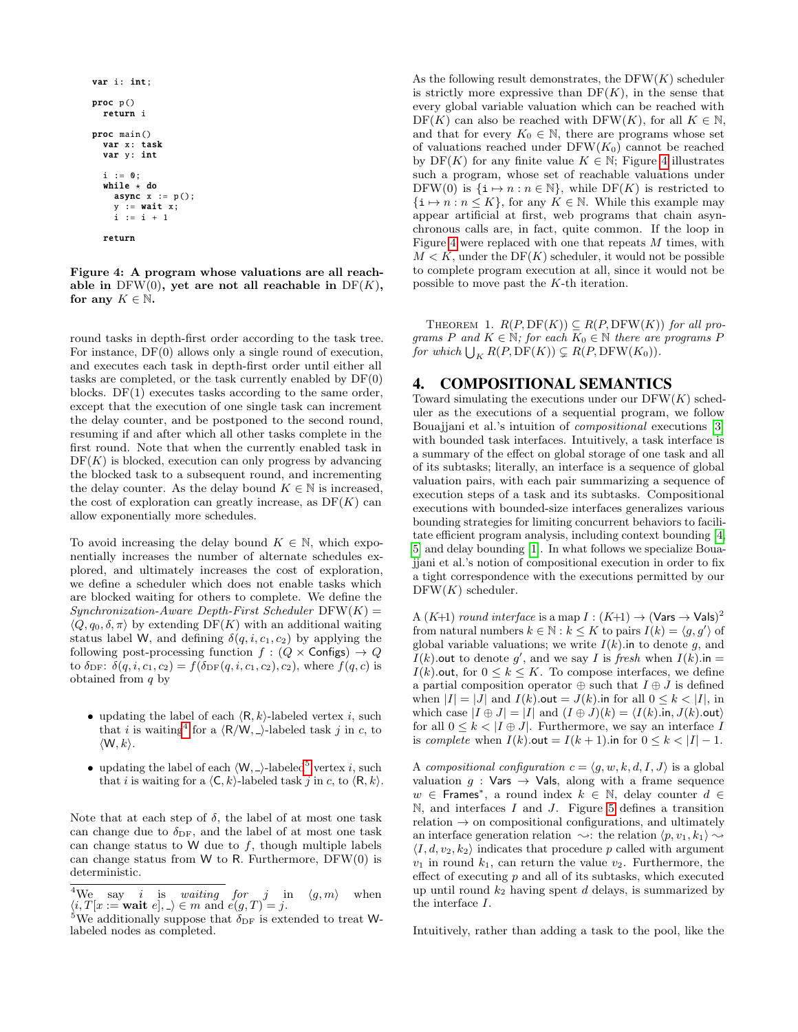```
var i: int;

proc p()
  return i

proc main()
  var x: task
  var y: int

  i := 0;
  while * do
    async x := p();
    y := wait x;
    i := i + 1

  return
```

**Figure 4: A program whose valuations are all reachable in DFW(0), yet are not all reachable in DF($K$), for any $K \in \mathbb{N}$.**

round tasks in depth-first order according to the task tree. For instance, DF(0) allows only a single round of execution, and executes each task in depth-first order until either all tasks are completed, or the task currently enabled by DF(0) blocks. DF(1) executes tasks according to the same order, except that the execution of one single task can increment the delay counter, and be postponed to the second round, resuming if and after which all other tasks complete in the first round. Note that when the currently enabled task in DF($K$) is blocked, execution can only progress by advancing the blocked task to a subsequent round, and incrementing the delay counter. As the delay bound $K \in \mathbb{N}$ is increased, the cost of exploration can greatly increase, as DF($K$) can allow exponentially more schedules.

To avoid increasing the delay bound $K \in \mathbb{N}$, which exponentially increases the number of alternate schedules explored, and ultimately increases the cost of exploration, we define a scheduler which does not enable tasks which are blocked waiting for others to complete. We define the *Synchronization-Aware Depth-First Scheduler* $\text{DFW}(K) = \langle Q, q_0, \delta, \pi \rangle$ by extending DF($K$) with an additional waiting status label W, and defining $\delta(q, i, c_1, c_2)$ by applying the following post-processing function $f : (Q \times \mathsf{Configs}) \to Q$ to $\delta_{\text{DF}}$: $\delta(q, i, c_1, c_2) = f(\delta_{\text{DF}}(q, i, c_1, c_2), c_2)$, where $f(q, c)$ is obtained from $q$ by

- updating the label of each $\langle \mathsf{R}, k \rangle$-labeled vertex $i$, such that $i$ is waiting[4] for a $\langle \mathsf{R}/\mathsf{W}, \_ \rangle$-labeled task $j$ in $c$, to $\langle \mathsf{W}, k \rangle$.
- updating the label of each $\langle \mathsf{W}, \_ \rangle$-labeled[5] vertex $i$, such that $i$ is waiting for a $\langle \mathsf{C}, k \rangle$-labeled task $j$ in $c$, to $\langle \mathsf{R}, k \rangle$.

Note that at each step of $\delta$, the label of at most one task can change due to $\delta_{\text{DF}}$, and the label of at most one task can change status to W due to $f$, though multiple labels can change status from W to R. Furthermore, DFW(0) is deterministic.

[4] We say $i$ is *waiting for* $j$ in $\langle g, m \rangle$ when $\langle i, T[x := \textbf{wait } e], \_ \rangle \in m$ and $e(g, T) = j$.

[5] We additionally suppose that $\delta_{\text{DF}}$ is extended to treat W-labeled nodes as completed.

As the following result demonstrates, the DFW($K$) scheduler is strictly more expressive than DF($K$), in the sense that every global variable valuation which can be reached with DF($K$) can also be reached with DFW($K$), for all $K \in \mathbb{N}$, and that for every $K_0 \in \mathbb{N}$, there are programs whose set of valuations reached under DFW($K_0$) cannot be reached by DF($K$) for any finite value $K \in \mathbb{N}$; Figure 4 illustrates such a program, whose set of reachable valuations under DFW(0) is $\{\mathtt{i} \mapsto n : n \in \mathbb{N}\}$, while DF($K$) is restricted to $\{\mathtt{i} \mapsto n : n \leq K\}$, for any $K \in \mathbb{N}$. While this example may appear artificial at first, web programs that chain asynchronous calls are, in fact, quite common. If the loop in Figure 4 were replaced with one that repeats $M$ times, with $M < K$, under the DF($K$) scheduler, it would not be possible to complete program execution at all, since it would not be possible to move past the $K$-th iteration.

THEOREM 1. *$R(P, \text{DF}(K)) \subseteq R(P, \text{DFW}(K))$ for all programs $P$ and $K \in \mathbb{N}$; for each $K_0 \in \mathbb{N}$ there are programs $P$ for which $\bigcup_K R(P, \text{DF}(K)) \subsetneq R(P, \text{DFW}(K_0))$.*

## 4. COMPOSITIONAL SEMANTICS

Toward simulating the executions under our DFW($K$) scheduler as the executions of a sequential program, we follow Bouajjani et al.'s intuition of *compositional* executions [3] with bounded task interfaces. Intuitively, a task interface is a summary of the effect on global storage of one task and all of its subtasks; literally, an interface is a sequence of global valuation pairs, with each pair summarizing a sequence of execution steps of a task and its subtasks. Compositional executions with bounded-size interfaces generalizes various bounding strategies for limiting concurrent behaviors to facilitate efficient program analysis, including context bounding [4, 5] and delay bounding [1]. In what follows we specialize Bouajjani et al.'s notion of compositional execution in order to fix a tight correspondence with the executions permitted by our DFW($K$) scheduler.

A $(K{+}1)$ *round interface* is a map $I : (K{+}1) \to (\mathsf{Vars} \to \mathsf{Vals})^2$ from natural numbers $k \in \mathbb{N} : k \leq K$ to pairs $I(k) = \langle g, g' \rangle$ of global variable valuations; we write $I(k).\mathsf{in}$ to denote $g$, and $I(k).\mathsf{out}$ to denote $g'$, and we say $I$ is *fresh* when $I(k).\mathsf{in} = I(k).\mathsf{out}$, for $0 \leq k \leq K$. To compose interfaces, we define a partial composition operator $\oplus$ such that $I \oplus J$ is defined when $|I| = |J|$ and $I(k).\mathsf{out} = J(k).\mathsf{in}$ for all $0 \leq k < |I|$, in which case $|I \oplus J| = |I|$ and $(I \oplus J)(k) = \langle I(k).\mathsf{in}, J(k).\mathsf{out} \rangle$ for all $0 \leq k < |I \oplus J|$. Furthermore, we say an interface $I$ is *complete* when $I(k).\mathsf{out} = I(k+1).\mathsf{in}$ for $0 \leq k < |I| - 1$.

A *compositional configuration* $c = \langle g, w, k, d, I, J \rangle$ is a global valuation $g : \mathsf{Vars} \to \mathsf{Vals}$, along with a frame sequence $w \in \mathsf{Frames}^*$, a round index $k \in \mathbb{N}$, delay counter $d \in \mathbb{N}$, and interfaces $I$ and $J$. Figure 5 defines a transition relation $\to$ on compositional configurations, and ultimately an interface generation relation $\rightsquigarrow$: the relation $\langle p, v_1, k_1 \rangle \rightsquigarrow \langle I, d, v_2, k_2 \rangle$ indicates that procedure $p$ called with argument $v_1$ in round $k_1$, can return the value $v_2$. Furthermore, the effect of executing $p$ and all of its subtasks, which executed up until round $k_2$ having spent $d$ delays, is summarized by the interface $I$.

Intuitively, rather than adding a task to the pool, like the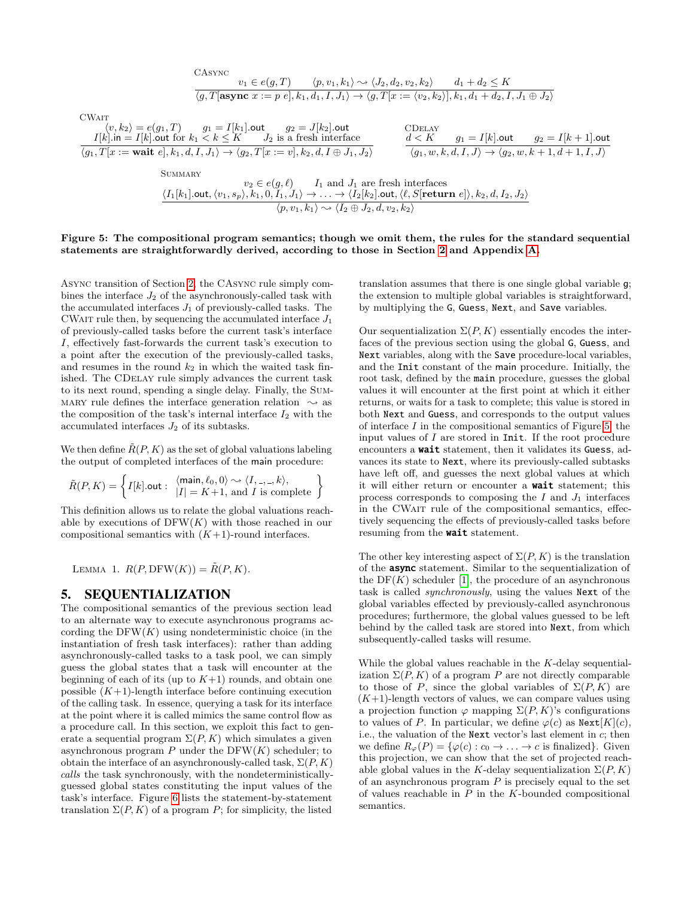CAsync

$$\frac{v_1 \in e(g,T) \qquad \langle p, v_1, k_1\rangle \rightsquigarrow \langle J_2, d_2, v_2, k_2\rangle \qquad d_1 + d_2 \leq K}{\langle g, T[\textbf{async } x := p\ e], k_1, d_1, I, J_1\rangle \rightarrow \langle g, T[x := \langle v_2, k_2\rangle], k_1, d_1 + d_2, I, J_1 \oplus J_2\rangle}$$

CWait

$$\frac{\begin{array}{c}\langle v, k_2\rangle = e(g_1, T) \qquad g_1 = I[k_1].\mathsf{out} \qquad g_2 = J[k_2].\mathsf{out} \\ I[k].\mathsf{in} = I[k].\mathsf{out} \text{ for } k_1 < k \leq K \qquad J_2 \text{ is a fresh interface}\end{array}}{\langle g_1, T[x := \textbf{wait } e], k_1, d, I, J_1\rangle \rightarrow \langle g_2, T[x := v], k_2, d, I \oplus J_1, J_2\rangle}$$

CDelay

$$\frac{d < K \qquad g_1 = I[k].\mathsf{out} \qquad g_2 = I[k+1].\mathsf{out}}{\langle g_1, w, k, d, I, J\rangle \rightarrow \langle g_2, w, k+1, d+1, I, J\rangle}$$

Summary

$$\frac{\begin{array}{c}v_2 \in e(g,\ell) \qquad I_1 \text{ and } J_1 \text{ are fresh interfaces} \\ \langle I_1[k_1].\mathsf{out}, \langle v_1, s_p\rangle, k_1, 0, I_1, J_1\rangle \rightarrow \ldots \rightarrow \langle I_2[k_2].\mathsf{out}, \langle \ell, S[\textbf{return } e]\rangle, k_2, d, I_2, J_2\rangle\end{array}}{\langle p, v_1, k_1\rangle \rightsquigarrow \langle I_2 \oplus J_2, d, v_2, k_2\rangle}$$

**Figure 5: The compositional program semantics; though we omit them, the rules for the standard sequential statements are straightforwardly derived, according to those in Section 2 and Appendix A.**

Async transition of Section 2, the CAsync rule simply combines the interface $J_2$ of the asynchronously-called task with the accumulated interfaces $J_1$ of previously-called tasks. The CWait rule then, by sequencing the accumulated interface $J_1$ of previously-called tasks before the current task's interface $I$, effectively fast-forwards the current task's execution to a point after the execution of the previously-called tasks, and resumes in the round $k_2$ in which the waited task finished. The CDelay rule simply advances the current task to its next round, spending a single delay. Finally, the Summary rule defines the interface generation relation $\rightsquigarrow$ as the composition of the task's internal interface $I_2$ with the accumulated interfaces $J_2$ of its subtasks.

We then define $\tilde{R}(P,K)$ as the set of global valuations labeling the output of completed interfaces of the main procedure:

$$\tilde{R}(P,K) = \left\{ I[k].\mathsf{out} : \begin{array}{l}\langle \mathsf{main}, \ell_0, 0\rangle \rightsquigarrow \langle I, \_, \_, k\rangle, \\ |I| = K{+}1, \text{ and } I \text{ is complete}\end{array} \right\}$$

This definition allows us to relate the global valuations reachable by executions of $\mathrm{DFW}(K)$ with those reached in our compositional semantics with $(K{+}1)$-round interfaces.

Lemma 1. $R(P, \mathrm{DFW}(K)) = \tilde{R}(P,K)$.

## 5. SEQUENTIALIZATION

The compositional semantics of the previous section lead to an alternate way to execute asynchronous programs according the $\mathrm{DFW}(K)$ using nondeterministic choice (in the instantiation of fresh task interfaces): rather than adding asynchronously-called tasks to a task pool, we can simply guess the global states that a task will encounter at the beginning of each of its (up to $K{+}1$) rounds, and obtain one possible $(K{+}1)$-length interface before continuing execution of the calling task. In essence, querying a task for its interface at the point where it is called mimics the same control flow as a procedure call. In this section, we exploit this fact to generate a sequential program $\Sigma(P,K)$ which simulates a given asynchronous program $P$ under the $\mathrm{DFW}(K)$ scheduler; to obtain the interface of an asynchronously-called task, $\Sigma(P,K)$ *calls* the task synchronously, with the nondeterministically-guessed global states constituting the input values of the task's interface. Figure 6 lists the statement-by-statement translation $\Sigma(P,K)$ of a program $P$; for simplicity, the listed translation assumes that there is one single global variable `g`; the extension to multiple global variables is straightforward, by multiplying the `G`, `Guess`, `Next`, and `Save` variables.

Our sequentialization $\Sigma(P,K)$ essentially encodes the interfaces of the previous section using the global `G`, `Guess`, and `Next` variables, along with the `Save` procedure-local variables, and the `Init` constant of the `main` procedure. Initially, the root task, defined by the `main` procedure, guesses the global values it will encounter at the first point at which it either returns, or waits for a task to complete; this value is stored in both `Next` and `Guess`, and corresponds to the output values of interface $I$ in the compositional semantics of Figure 5; the input values of $I$ are stored in `Init`. If the root procedure encounters a **`wait`** statement, then it validates its `Guess`, advances its state to `Next`, where its previously-called subtasks have left off, and guesses the next global values at which it will either return or encounter a **`wait`** statement; this process corresponds to composing the $I$ and $J_1$ interfaces in the CWait rule of the compositional semantics, effectively sequencing the effects of previously-called tasks before resuming from the **`wait`** statement.

The other key interesting aspect of $\Sigma(P,K)$ is the translation of the **`async`** statement. Similar to the sequentialization of the $\mathrm{DF}(K)$ scheduler [1], the procedure of an asynchronous task is called *synchronously*, using the values `Next` of the global variables effected by previously-called asynchronous procedures; furthermore, the global values guessed to be left behind by the called task are stored into `Next`, from which subsequently-called tasks will resume.

While the global values reachable in the $K$-delay sequentialization $\Sigma(P,K)$ of a program $P$ are not directly comparable to those of $P$, since the global variables of $\Sigma(P,K)$ are $(K{+}1)$-length vectors of values, we can compare values using a projection function $\varphi$ mapping $\Sigma(P,K)$'s configurations to values of $P$. In particular, we define $\varphi(c)$ as $\texttt{Next}[K](c)$, i.e., the valuation of the `Next` vector's last element in $c$; then we define $R_\varphi(P) = \{\varphi(c) : c_0 \rightarrow \ldots \rightarrow c \text{ is finalized}\}$. Given this projection, we can show that the set of projected reachable global values in the $K$-delay sequentialization $\Sigma(P,K)$ of an asynchronous program $P$ is precisely equal to the set of values reachable in $P$ in the $K$-bounded compositional semantics.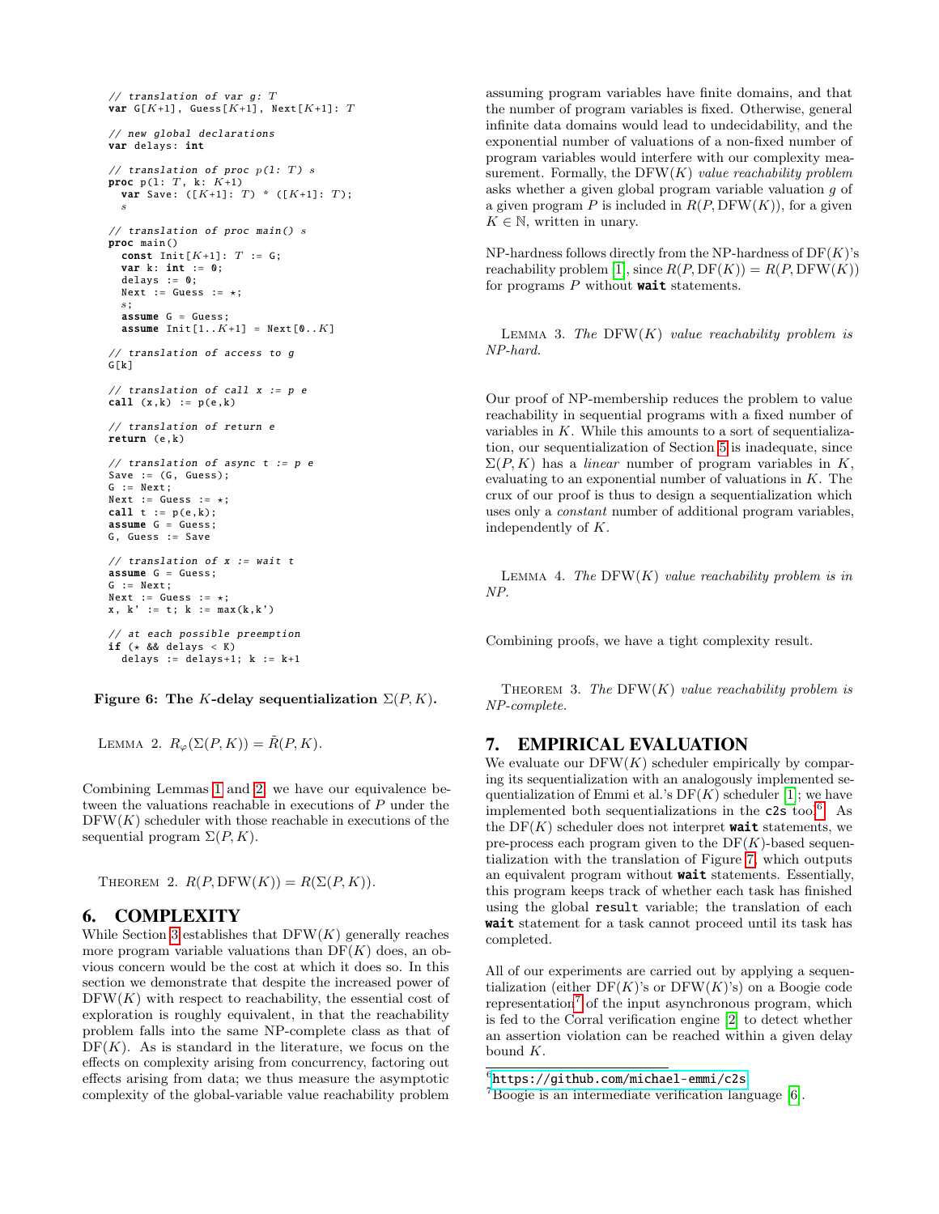```
// translation of var g: T
var G[K+1], Guess[K+1], Next[K+1]: T

// new global declarations
var delays: int

// translation of proc p(l: T) s
proc p(l: T, k: K+1)
  var Save: ([K+1]: T) * ([K+1]: T);
  s

// translation of proc main() s
proc main()
  const Init[K+1]: T := G;
  var k: int := 0;
  delays := 0;
  Next := Guess := *;
  s;
  assume G = Guess;
  assume Init[1..K+1] = Next[0..K]

// translation of access to g
G[k]

// translation of call x := p e
call (x,k) := p(e,k)

// translation of return e
return (e,k)

// translation of async t := p e
Save := (G, Guess);
G := Next;
Next := Guess := *;
call t := p(e,k);
assume G = Guess;
G, Guess := Save

// translation of x := wait t
assume G = Guess;
G := Next;
Next := Guess := *;
x, k' := t; k := max(k,k')

// at each possible preemption
if (* && delays < K)
  delays := delays+1; k := k+1
```

**Figure 6: The $K$-delay sequentialization $\Sigma(P, K)$.**

LEMMA 2. $R_\varphi(\Sigma(P, K)) = \tilde{R}(P, K)$.

Combining Lemmas 1 and 2, we have our equivalence between the valuations reachable in executions of $P$ under the $\mathrm{DFW}(K)$ scheduler with those reachable in executions of the sequential program $\Sigma(P, K)$.

THEOREM 2. $R(P, \mathrm{DFW}(K)) = R(\Sigma(P, K))$.

## 6. COMPLEXITY

While Section 3 establishes that $\mathrm{DFW}(K)$ generally reaches more program variable valuations than $\mathrm{DF}(K)$ does, an obvious concern would be the cost at which it does so. In this section we demonstrate that despite the increased power of $\mathrm{DFW}(K)$ with respect to reachability, the essential cost of exploration is roughly equivalent, in that the reachability problem falls into the same NP-complete class as that of $\mathrm{DF}(K)$. As is standard in the literature, we focus on the effects on complexity arising from concurrency, factoring out effects arising from data; we thus measure the asymptotic complexity of the global-variable value reachability problem assuming program variables have finite domains, and that the number of program variables is fixed. Otherwise, general infinite data domains would lead to undecidability, and the exponential number of valuations of a non-fixed number of program variables would interfere with our complexity measurement. Formally, the $\mathrm{DFW}(K)$ *value reachability problem* asks whether a given global program variable valuation $g$ of a given program $P$ is included in $R(P, \mathrm{DFW}(K))$, for a given $K \in \mathbb{N}$, written in unary.

NP-hardness follows directly from the NP-hardness of $\mathrm{DF}(K)$'s reachability problem [1], since $R(P, \mathrm{DF}(K)) = R(P, \mathrm{DFW}(K))$ for programs $P$ without **wait** statements.

LEMMA 3. *The* $\mathrm{DFW}(K)$ *value reachability problem is NP-hard.*

Our proof of NP-membership reduces the problem to value reachability in sequential programs with a fixed number of variables in $K$. While this amounts to a sort of sequentialization, our sequentialization of Section 5 is inadequate, since $\Sigma(P, K)$ has a *linear* number of program variables in $K$, evaluating to an exponential number of valuations in $K$. The crux of our proof is thus to design a sequentialization which uses only a *constant* number of additional program variables, independently of $K$.

LEMMA 4. *The* $\mathrm{DFW}(K)$ *value reachability problem is in NP.*

Combining proofs, we have a tight complexity result.

THEOREM 3. *The* $\mathrm{DFW}(K)$ *value reachability problem is NP-complete.*

## 7. EMPIRICAL EVALUATION

We evaluate our $\mathrm{DFW}(K)$ scheduler empirically by comparing its sequentialization with an analogously implemented sequentialization of Emmi et al.'s $\mathrm{DF}(K)$ scheduler [1]; we have implemented both sequentializations in the `c2s` tool[6]. As the $\mathrm{DF}(K)$ scheduler does not interpret **wait** statements, we pre-process each program given to the $\mathrm{DF}(K)$-based sequentialization with the translation of Figure 7, which outputs an equivalent program without **wait** statements. Essentially, this program keeps track of whether each task has finished using the global `result` variable; the translation of each **wait** statement for a task cannot proceed until its task has completed.

All of our experiments are carried out by applying a sequentialization (either $\mathrm{DF}(K)$'s or $\mathrm{DFW}(K)$'s) on a Boogie code representation[7] of the input asynchronous program, which is fed to the Corral verification engine [2] to detect whether an assertion violation can be reached within a given delay bound $K$.

[6] https://github.com/michael-emmi/c2s

[7] Boogie is an intermediate verification language [6].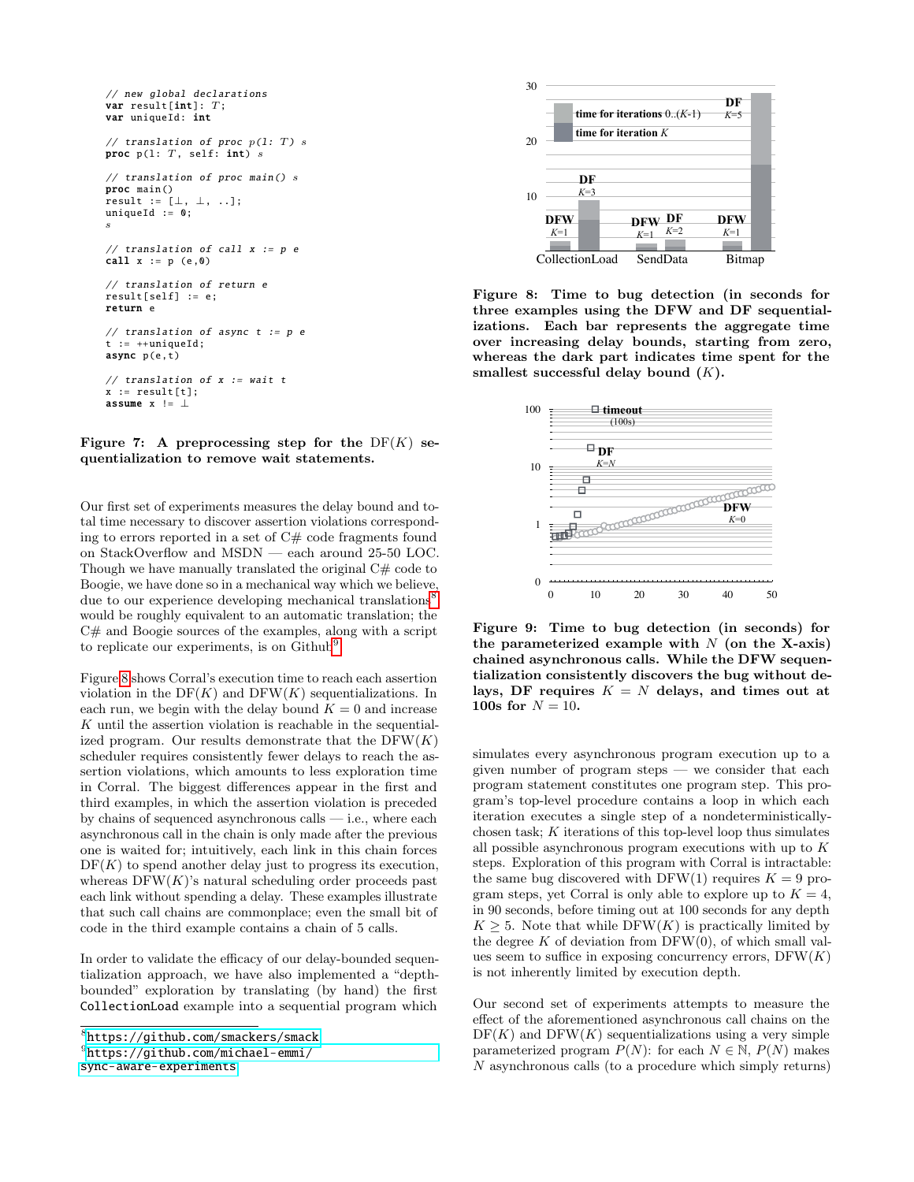```
// new global declarations
var result[int]: T;
var uniqueId: int

// translation of proc p(l: T) s
proc p(l: T, self: int) s

// translation of proc main() s
proc main()
result := [⊥, ⊥, ..];
uniqueId := 0;
s

// translation of call x := p e
call x := p (e,0)

// translation of return e
result[self] := e;
return e

// translation of async t := p e
t := ++uniqueId;
async p(e,t)

// translation of x := wait t
x := result[t];
assume x != ⊥
```

**Figure 7: A preprocessing step for the DF($K$) sequentialization to remove wait statements.**

Our first set of experiments measures the delay bound and total time necessary to discover assertion violations corresponding to errors reported in a set of C# code fragments found on StackOverflow and MSDN — each around 25-50 LOC. Though we have manually translated the original C# code to Boogie, we have done so in a mechanical way which we believe, due to our experience developing mechanical translations[8] would be roughly equivalent to an automatic translation; the C# and Boogie sources of the examples, along with a script to replicate our experiments, is on Github[9].

Figure 8 shows Corral's execution time to reach each assertion violation in the DF($K$) and DFW($K$) sequentializations. In each run, we begin with the delay bound $K = 0$ and increase $K$ until the assertion violation is reachable in the sequentialized program. Our results demonstrate that the DFW($K$) scheduler requires consistently fewer delays to reach the assertion violations, which amounts to less exploration time in Corral. The biggest differences appear in the first and third examples, in which the assertion violation is preceded by chains of sequenced asynchronous calls — i.e., where each asynchronous call in the chain is only made after the previous one is waited for; intuitively, each link in this chain forces DF($K$) to spend another delay just to progress its execution, whereas DFW($K$)'s natural scheduling order proceeds past each link without spending a delay. These examples illustrate that such call chains are commonplace; even the small bit of code in the third example contains a chain of 5 calls.

In order to validate the efficacy of our delay-bounded sequentialization approach, we have also implemented a "depth-bounded" exploration by translating (by hand) the first `CollectionLoad` example into a sequential program which simulates every asynchronous program execution up to a given number of program steps — we consider that each program statement constitutes one program step. This program's top-level procedure contains a loop in which each iteration executes a single step of a nondeterministically-chosen task; $K$ iterations of this top-level loop thus simulates all possible asynchronous program executions with up to $K$ steps. Exploration of this program with Corral is intractable: the same bug discovered with DFW(1) requires $K = 9$ program steps, yet Corral is only able to explore up to $K = 4$, in 90 seconds, before timing out at 100 seconds for any depth $K \geq 5$. Note that while DFW($K$) is practically limited by the degree $K$ of deviation from DFW(0), of which small values seem to suffice in exposing concurrency errors, DFW($K$) is not inherently limited by execution depth.

**Figure 8: Time to bug detection (in seconds for three examples using the DFW and DF sequentializations. Each bar represents the aggregate time over increasing delay bounds, starting from zero, whereas the dark part indicates time spent for the smallest successful delay bound ($K$).**

**Figure 9: Time to bug detection (in seconds) for the parameterized example with $N$ (on the X-axis) chained asynchronous calls. While the DFW sequentialization consistently discovers the bug without delays, DF requires $K = N$ delays, and times out at 100s for $N = 10$.**

Our second set of experiments attempts to measure the effect of the aforementioned asynchronous call chains on the DF($K$) and DFW($K$) sequentializations using a very simple parameterized program $P(N)$: for each $N \in \mathbb{N}$, $P(N)$ makes $N$ asynchronous calls (to a procedure which simply returns)

[8] https://github.com/smackers/smack

[9] https://github.com/michael-emmi/sync-aware-experiments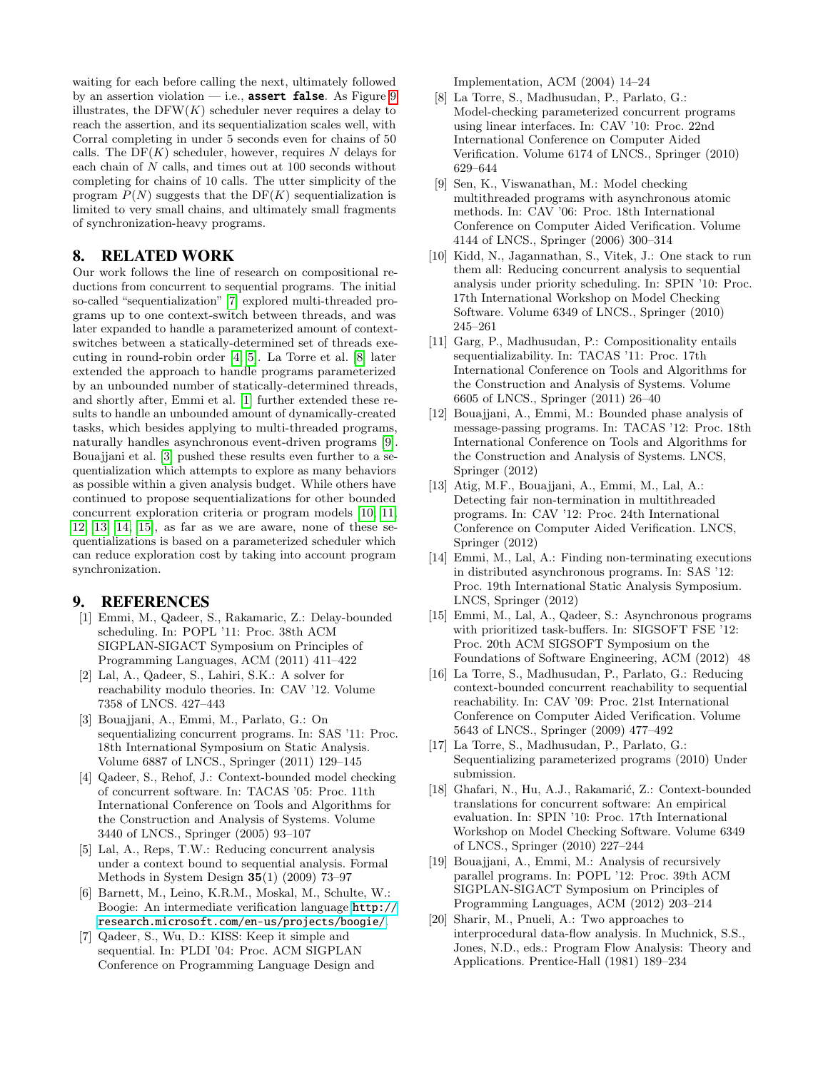waiting for each before calling the next, ultimately followed by an assertion violation — i.e., **assert false**. As Figure 9 illustrates, the DFW($K$) scheduler never requires a delay to reach the assertion, and its sequentialization scales well, with Corral completing in under 5 seconds even for chains of 50 calls. The DF($K$) scheduler, however, requires $N$ delays for each chain of $N$ calls, and times out at 100 seconds without completing for chains of 10 calls. The utter simplicity of the program $P(N)$ suggests that the DF($K$) sequentialization is limited to very small chains, and ultimately small fragments of synchronization-heavy programs.

## 8. RELATED WORK

Our work follows the line of research on compositional reductions from concurrent to sequential programs. The initial so-called "sequentialization" [7] explored multi-threaded programs up to one context-switch between threads, and was later expanded to handle a parameterized amount of context-switches between a statically-determined set of threads executing in round-robin order [4, 5]. La Torre et al. [8] later extended the approach to handle programs parameterized by an unbounded number of statically-determined threads, and shortly after, Emmi et al. [1] further extended these results to handle an unbounded amount of dynamically-created tasks, which besides applying to multi-threaded programs, naturally handles asynchronous event-driven programs [9]. Bouajjani et al. [3] pushed these results even further to a sequentialization which attempts to explore as many behaviors as possible within a given analysis budget. While others have continued to propose sequentializations for other bounded concurrent exploration criteria or program models [10, 11, 12, 13, 14, 15], as far as we are aware, none of these sequentializations is based on a parameterized scheduler which can reduce exploration cost by taking into account program synchronization.

## 9. REFERENCES

[1] Emmi, M., Qadeer, S., Rakamaric, Z.: Delay-bounded scheduling. In: POPL '11: Proc. 38th ACM SIGPLAN-SIGACT Symposium on Principles of Programming Languages, ACM (2011) 411–422

[2] Lal, A., Qadeer, S., Lahiri, S.K.: A solver for reachability modulo theories. In: CAV '12. Volume 7358 of LNCS. 427–443

[3] Bouajjani, A., Emmi, M., Parlato, G.: On sequentializing concurrent programs. In: SAS '11: Proc. 18th International Symposium on Static Analysis. Volume 6887 of LNCS., Springer (2011) 129–145

[4] Qadeer, S., Rehof, J.: Context-bounded model checking of concurrent software. In: TACAS '05: Proc. 11th International Conference on Tools and Algorithms for the Construction and Analysis of Systems. Volume 3440 of LNCS., Springer (2005) 93–107

[5] Lal, A., Reps, T.W.: Reducing concurrent analysis under a context bound to sequential analysis. Formal Methods in System Design **35**(1) (2009) 73–97

[6] Barnett, M., Leino, K.R.M., Moskal, M., Schulte, W.: Boogie: An intermediate verification language http://research.microsoft.com/en-us/projects/boogie/.

[7] Qadeer, S., Wu, D.: KISS: Keep it simple and sequential. In: PLDI '04: Proc. ACM SIGPLAN Conference on Programming Language Design and Implementation, ACM (2004) 14–24

[8] La Torre, S., Madhusudan, P., Parlato, G.: Model-checking parameterized concurrent programs using linear interfaces. In: CAV '10: Proc. 22nd International Conference on Computer Aided Verification. Volume 6174 of LNCS., Springer (2010) 629–644

[9] Sen, K., Viswanathan, M.: Model checking multithreaded programs with asynchronous atomic methods. In: CAV '06: Proc. 18th International Conference on Computer Aided Verification. Volume 4144 of LNCS., Springer (2006) 300–314

[10] Kidd, N., Jagannathan, S., Vitek, J.: One stack to run them all: Reducing concurrent analysis to sequential analysis under priority scheduling. In: SPIN '10: Proc. 17th International Workshop on Model Checking Software. Volume 6349 of LNCS., Springer (2010) 245–261

[11] Garg, P., Madhusudan, P.: Compositionality entails sequentializability. In: TACAS '11: Proc. 17th International Conference on Tools and Algorithms for the Construction and Analysis of Systems. Volume 6605 of LNCS., Springer (2011) 26–40

[12] Bouajjani, A., Emmi, M.: Bounded phase analysis of message-passing programs. In: TACAS '12: Proc. 18th International Conference on Tools and Algorithms for the Construction and Analysis of Systems. LNCS, Springer (2012)

[13] Atig, M.F., Bouajjani, A., Emmi, M., Lal, A.: Detecting fair non-termination in multithreaded programs. In: CAV '12: Proc. 24th International Conference on Computer Aided Verification. LNCS, Springer (2012)

[14] Emmi, M., Lal, A.: Finding non-terminating executions in distributed asynchronous programs. In: SAS '12: Proc. 19th International Static Analysis Symposium. LNCS, Springer (2012)

[15] Emmi, M., Lal, A., Qadeer, S.: Asynchronous programs with prioritized task-buffers. In: SIGSOFT FSE '12: Proc. 20th ACM SIGSOFT Symposium on the Foundations of Software Engineering, ACM (2012) 48

[16] La Torre, S., Madhusudan, P., Parlato, G.: Reducing context-bounded concurrent reachability to sequential reachability. In: CAV '09: Proc. 21st International Conference on Computer Aided Verification. Volume 5643 of LNCS., Springer (2009) 477–492

[17] La Torre, S., Madhusudan, P., Parlato, G.: Sequentializing parameterized programs (2010) Under submission.

[18] Ghafari, N., Hu, A.J., Rakamarić, Z.: Context-bounded translations for concurrent software: An empirical evaluation. In: SPIN '10: Proc. 17th International Workshop on Model Checking Software. Volume 6349 of LNCS., Springer (2010) 227–244

[19] Bouajjani, A., Emmi, M.: Analysis of recursively parallel programs. In: POPL '12: Proc. 39th ACM SIGPLAN-SIGACT Symposium on Principles of Programming Languages, ACM (2012) 203–214

[20] Sharir, M., Pnueli, A.: Two approaches to interprocedural data-flow analysis. In Muchnick, S.S., Jones, N.D., eds.: Program Flow Analysis: Theory and Applications. Prentice-Hall (1981) 189–234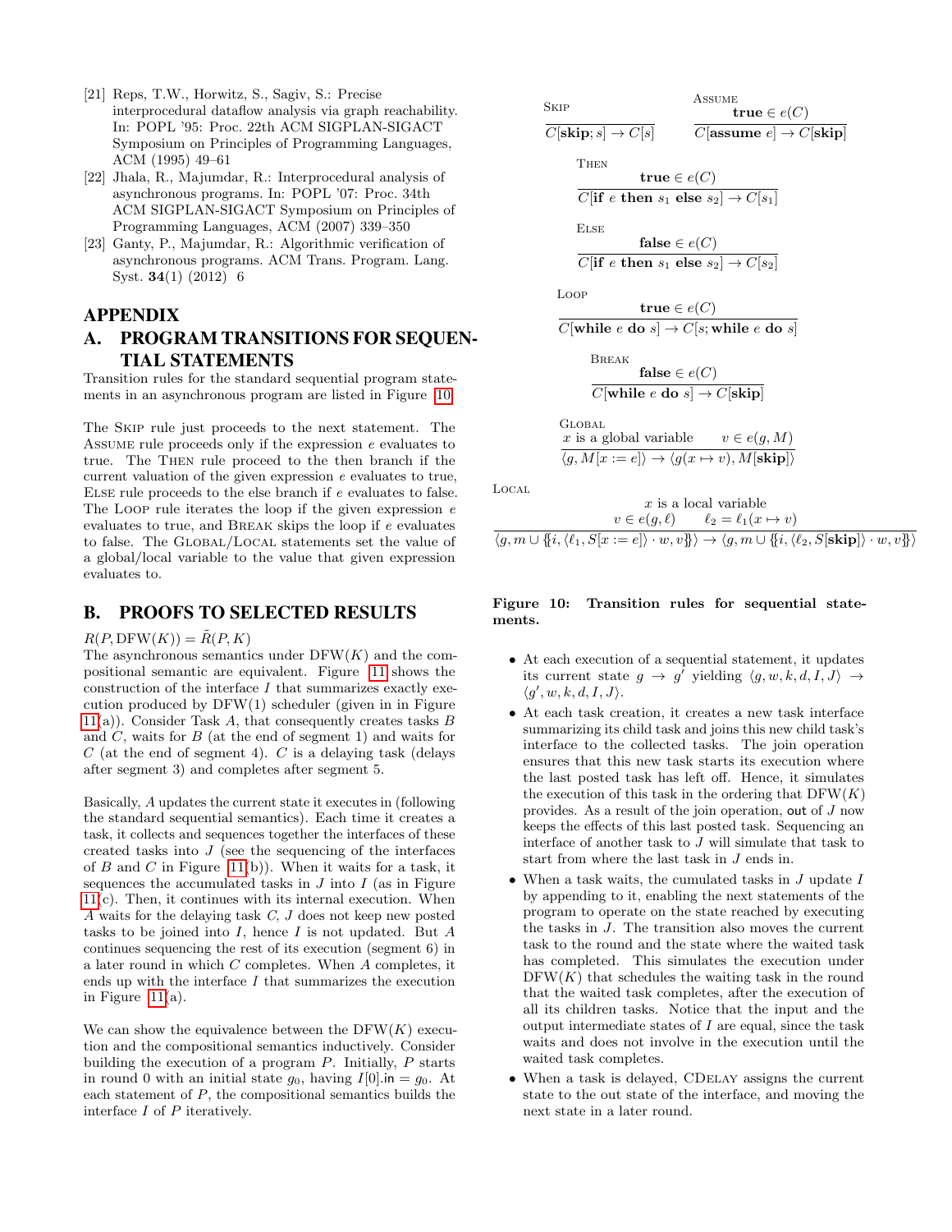[21] Reps, T.W., Horwitz, S., Sagiv, S.: Precise interprocedural dataflow analysis via graph reachability. In: POPL '95: Proc. 22th ACM SIGPLAN-SIGACT Symposium on Principles of Programming Languages, ACM (1995) 49–61

[22] Jhala, R., Majumdar, R.: Interprocedural analysis of asynchronous programs. In: POPL '07: Proc. 34th ACM SIGPLAN-SIGACT Symposium on Principles of Programming Languages, ACM (2007) 339–350

[23] Ganty, P., Majumdar, R.: Algorithmic verification of asynchronous programs. ACM Trans. Program. Lang. Syst. **34**(1) (2012) 6

# APPENDIX

## A. PROGRAM TRANSITIONS FOR SEQUENTIAL STATEMENTS

Transition rules for the standard sequential program statements in an asynchronous program are listed in Figure 10.

The Skip rule just proceeds to the next statement. The Assume rule proceeds only if the expression $e$ evaluates to true. The Then rule proceed to the then branch if the current valuation of the given expression $e$ evaluates to true, Else rule proceeds to the else branch if $e$ evaluates to false. The Loop rule iterates the loop if the given expression $e$ evaluates to true, and Break skips the loop if $e$ evaluates to false. The Global/Local statements set the value of a global/local variable to the value that given expression evaluates to.

Skip
$$\frac{}{C[\textbf{skip}; s] \to C[s]}$$

Assume
$$\frac{\textbf{true} \in e(C)}{C[\textbf{assume } e] \to C[\textbf{skip}]}$$

Then
$$\frac{\textbf{true} \in e(C)}{C[\textbf{if } e \textbf{ then } s_1 \textbf{ else } s_2] \to C[s_1]}$$

Else
$$\frac{\textbf{false} \in e(C)}{C[\textbf{if } e \textbf{ then } s_1 \textbf{ else } s_2] \to C[s_2]}$$

Loop
$$\frac{\textbf{true} \in e(C)}{C[\textbf{while } e \textbf{ do } s] \to C[s; \textbf{while } e \textbf{ do } s]}$$

Break
$$\frac{\textbf{false} \in e(C)}{C[\textbf{while } e \textbf{ do } s] \to C[\textbf{skip}]}$$

Global
$$\frac{x \text{ is a global variable} \qquad v \in e(g, M)}{\langle g, M[x := e]\rangle \to \langle g(x \mapsto v), M[\textbf{skip}]\rangle}$$

Local
$$\frac{x \text{ is a local variable} \quad v \in e(g, \ell) \qquad \ell_2 = \ell_1(x \mapsto v)}{\langle g, m \cup \{\!\{i, \langle \ell_1, S[x := e]\rangle \cdot w, v\}\!\}\rangle \to \langle g, m \cup \{\!\{i, \langle \ell_2, S[\textbf{skip}]\rangle \cdot w, v\}\!\}\rangle}$$

**Figure 10: Transition rules for sequential statements.**

## B. PROOFS TO SELECTED RESULTS

$R(P, \text{DFW}(K)) = \tilde{R}(P, K)$

The asynchronous semantics under $\text{DFW}(K)$ and the compositional semantic are equivalent. Figure 11 shows the construction of the interface $I$ that summarizes exactly execution produced by $\text{DFW}(1)$ scheduler (given in in Figure 11(a)). Consider Task $A$, that consequently creates tasks $B$ and $C$, waits for $B$ (at the end of segment 1) and waits for $C$ (at the end of segment 4). $C$ is a delaying task (delays after segment 3) and completes after segment 5.

Basically, $A$ updates the current state it executes in (following the standard sequential semantics). Each time it creates a task, it collects and sequences together the interfaces of these created tasks into $J$ (see the sequencing of the interfaces of $B$ and $C$ in Figure 11(b)). When it waits for a task, it sequences the accumulated tasks in $J$ into $I$ (as in Figure 11(c). Then, it continues with its internal execution. When $A$ waits for the delaying task $C$, $J$ does not keep new posted tasks to be joined into $I$, hence $I$ is not updated. But $A$ continues sequencing the rest of its execution (segment 6) in a later round in which $C$ completes. When $A$ completes, it ends up with the interface $I$ that summarizes the execution in Figure 11(a).

We can show the equivalence between the $\text{DFW}(K)$ execution and the compositional semantics inductively. Consider building the execution of a program $P$. Initially, $P$ starts in round 0 with an initial state $g_0$, having $I[0].\mathsf{in} = g_0$. At each statement of $P$, the compositional semantics builds the interface $I$ of $P$ iteratively.

- At each execution of a sequential statement, it updates its current state $g \to g'$ yielding $\langle g, w, k, d, I, J\rangle \to \langle g', w, k, d, I, J\rangle$.
- At each task creation, it creates a new task interface summarizing its child task and joins this new child task's interface to the collected tasks. The join operation ensures that this new task starts its execution where the last posted task has left off. Hence, it simulates the execution of this task in the ordering that $\text{DFW}(K)$ provides. As a result of the join operation, $\mathsf{out}$ of $J$ now keeps the effects of this last posted task. Sequencing an interface of another task to $J$ will simulate that task to start from where the last task in $J$ ends in.
- When a task waits, the cumulated tasks in $J$ update $I$ by appending to it, enabling the next statements of the program to operate on the state reached by executing the tasks in $J$. The transition also moves the current task to the round and the state where the waited task has completed. This simulates the execution under $\text{DFW}(K)$ that schedules the waiting task in the round that the waited task completes, after the execution of all its children tasks. Notice that the input and the output intermediate states of $I$ are equal, since the task waits and does not involve in the execution until the waited task completes.
- When a task is delayed, CDelay assigns the current state to the out state of the interface, and moving the next state in a later round.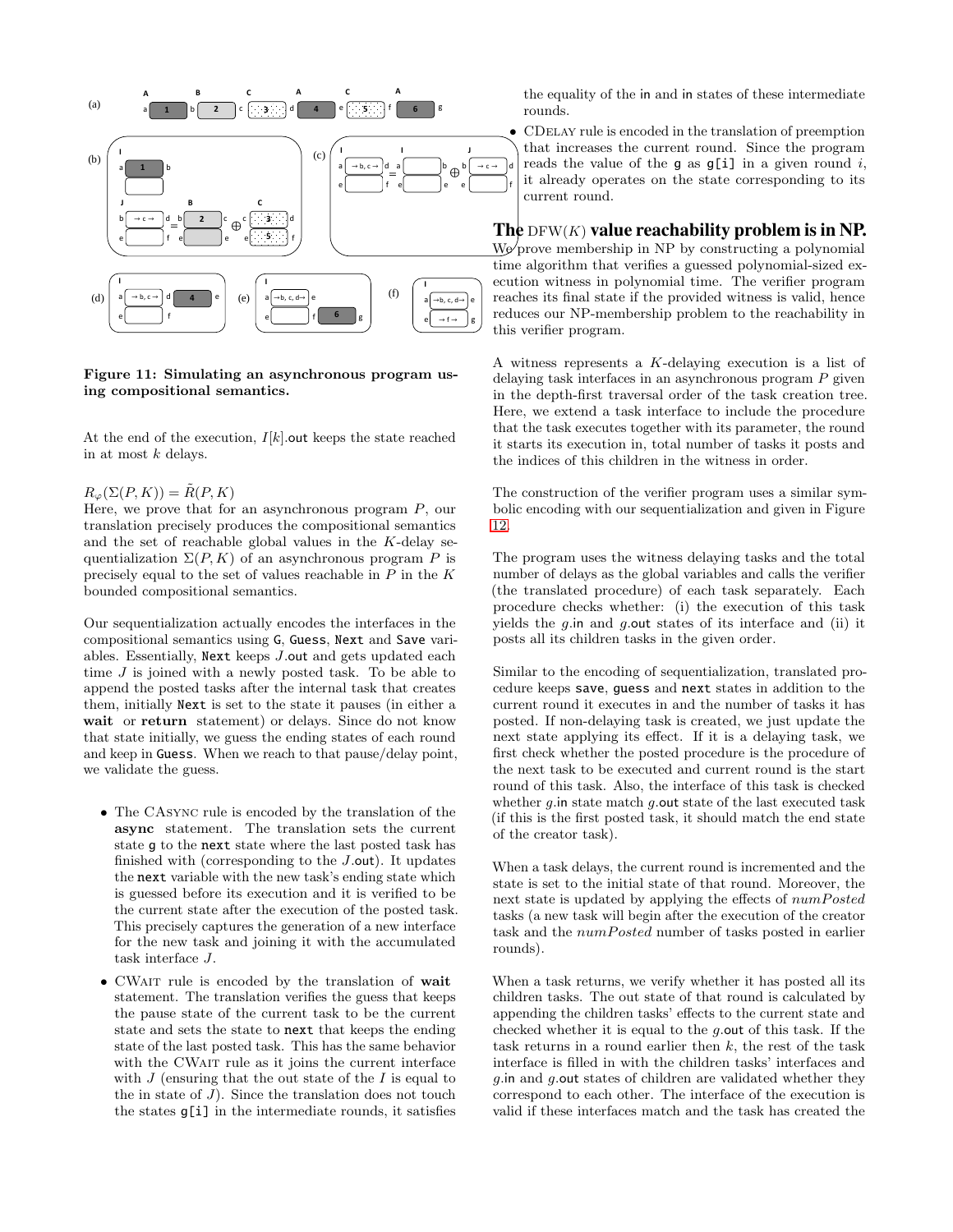**Figure 11: Simulating an asynchronous program using compositional semantics.**

At the end of the execution, $I[k]$.out keeps the state reached in at most $k$ delays.

$R_\varphi(\Sigma(P, K)) = \tilde{R}(P, K)$
Here, we prove that for an asynchronous program $P$, our translation precisely produces the compositional semantics and the set of reachable global values in the $K$-delay sequentialization $\Sigma(P, K)$ of an asynchronous program $P$ is precisely equal to the set of values reachable in $P$ in the $K$ bounded compositional semantics.

Our sequentialization actually encodes the interfaces in the compositional semantics using G, Guess, Next and Save variables. Essentially, Next keeps $J$.out and gets updated each time $J$ is joined with a newly posted task. To be able to append the posted tasks after the internal task that creates them, initially Next is set to the state it pauses (in either a **wait** or **return** statement) or delays. Since do not know that state initially, we guess the ending states of each round and keep in Guess. When we reach to that pause/delay point, we validate the guess.

- The CAsync rule is encoded by the translation of the **async** statement. The translation sets the current state g to the next state where the last posted task has finished with (corresponding to the $J$.out). It updates the next variable with the new task's ending state which is guessed before its execution and it is verified to be the current state after the execution of the posted task. This precisely captures the generation of a new interface for the new task and joining it with the accumulated task interface $J$.
- CWait rule is encoded by the translation of **wait** statement. The translation verifies the guess that keeps the pause state of the current task to be the current state and sets the state to next that keeps the ending state of the last posted task. This has the same behavior with the CWait rule as it joins the current interface with $J$ (ensuring that the out state of the $I$ is equal to the in state of $J$). Since the translation does not touch the states g[i] in the intermediate rounds, it satisfies the equality of the in and in states of these intermediate rounds.
- CDelay rule is encoded in the translation of preemption that increases the current round. Since the program reads the value of the g as g[i] in a given round $i$, it already operates on the state corresponding to its current round.

## The DFW($K$) value reachability problem is in NP.

We prove membership in NP by constructing a polynomial time algorithm that verifies a guessed polynomial-sized execution witness in polynomial time. The verifier program reaches its final state if the provided witness is valid, hence reduces our NP-membership problem to the reachability in this verifier program.

A witness represents a $K$-delaying execution is a list of delaying task interfaces in an asynchronous program $P$ given in the depth-first traversal order of the task creation tree. Here, we extend a task interface to include the procedure that the task executes together with its parameter, the round it starts its execution in, total number of tasks it posts and the indices of this children in the witness in order.

The construction of the verifier program uses a similar symbolic encoding with our sequentialization and given in Figure 12.

The program uses the witness delaying tasks and the total number of delays as the global variables and calls the verifier (the translated procedure) of each task separately. Each procedure checks whether: (i) the execution of this task yields the $g$.in and $g$.out states of its interface and (ii) it posts all its children tasks in the given order.

Similar to the encoding of sequentialization, translated procedure keeps save, guess and next states in addition to the current round it executes in and the number of tasks it has posted. If non-delaying task is created, we just update the next state applying its effect. If it is a delaying task, we first check whether the posted procedure is the procedure of the next task to be executed and current round is the start round of this task. Also, the interface of this task is checked whether $g$.in state match $g$.out state of the last executed task (if this is the first posted task, it should match the end state of the creator task).

When a task delays, the current round is incremented and the state is set to the initial state of that round. Moreover, the next state is updated by applying the effects of $numPosted$ tasks (a new task will begin after the execution of the creator task and the $numPosted$ number of tasks posted in earlier rounds).

When a task returns, we verify whether it has posted all its children tasks. The out state of that round is calculated by appending the children tasks' effects to the current state and checked whether it is equal to the $g$.out of this task. If the task returns in a round earlier then $k$, the rest of the task interface is filled in with the children tasks' interfaces and $g$.in and $g$.out states of children are validated whether they correspond to each other. The interface of the execution is valid if these interfaces match and the task has created the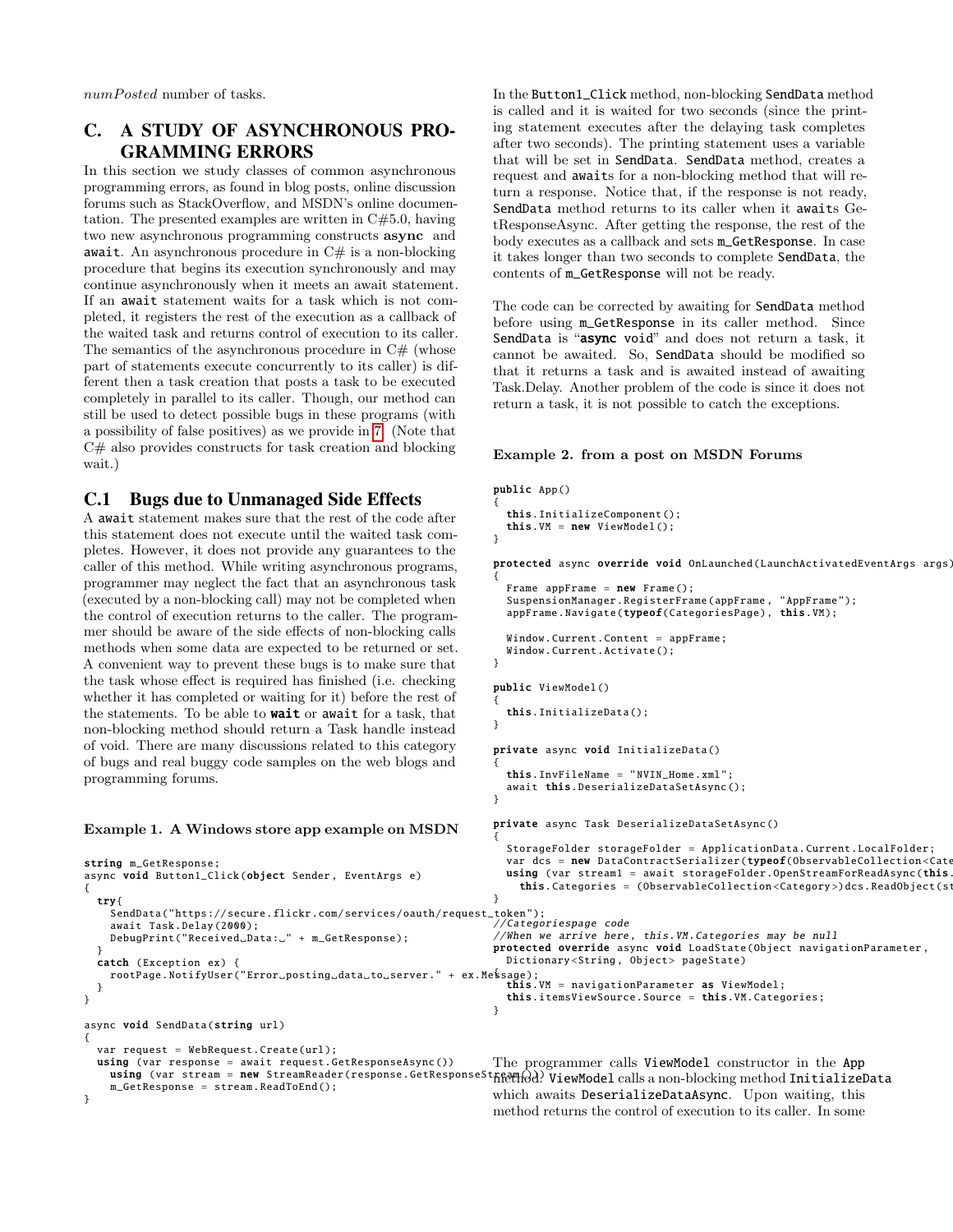*numPosted* number of tasks.

## C. A STUDY OF ASYNCHRONOUS PROGRAMMING ERRORS

In this section we study classes of common asynchronous programming errors, as found in blog posts, online discussion forums such as StackOverflow, and MSDN's online documentation. The presented examples are written in C#5.0, having two new asynchronous programming constructs **async** and await. An asynchronous procedure in C# is a non-blocking procedure that begins its execution synchronously and may continue asynchronously when it meets an await statement. If an await statement waits for a task which is not completed, it registers the rest of the execution as a callback of the waited task and returns control of execution to its caller. The semantics of the asynchronous procedure in C# (whose part of statements execute concurrently to its caller) is different then a task creation that posts a task to be executed completely in parallel to its caller. Though, our method can still be used to detect possible bugs in these programs (with a possibility of false positives) as we provide in 7. (Note that C# also provides constructs for task creation and blocking wait.)

### C.1 Bugs due to Unmanaged Side Effects

A await statement makes sure that the rest of the code after this statement does not execute until the waited task completes. However, it does not provide any guarantees to the caller of this method. While writing asynchronous programs, programmer may neglect the fact that an asynchronous task (executed by a non-blocking call) may not be completed when the control of execution returns to the caller. The programmer should be aware of the side effects of non-blocking calls methods when some data are expected to be returned or set. A convenient way to prevent these bugs is to make sure that the task whose effect is required has finished (i.e. checking whether it has completed or waiting for it) before the rest of the statements. To be able to **wait** or await for a task, that non-blocking method should return a Task handle instead of void. There are many discussions related to this category of bugs and real buggy code samples on the web blogs and programming forums.

**Example 1. A Windows store app example on MSDN**

```
string m_GetResponse;
async void Button1_Click(object Sender, EventArgs e)
{
  try{
    SendData("https://secure.flickr.com/services/oauth/request_token");
    await Task.Delay(2000);
    DebugPrint("Received Data: " + m_GetResponse);
  }
  catch (Exception ex) {
    rootPage.NotifyUser("Error posting data to server." + ex.Message);
  }
}

async void SendData(string url)
{
  var request = WebRequest.Create(url);
  using (var response = await request.GetResponseAsync())
    using (var stream = new StreamReader(response.GetResponseStream()))
      m_GetResponse = stream.ReadToEnd();
}
```

In the Button1_Click method, non-blocking SendData method is called and it is waited for two seconds (since the printing statement executes after the delaying task completes after two seconds). The printing statement uses a variable that will be set in SendData. SendData method, creates a request and awaits for a non-blocking method that will return a response. Notice that, if the response is not ready, SendData method returns to its caller when it awaits GetResponseAsync. After getting the response, the rest of the body executes as a callback and sets m_GetResponse. In case it takes longer than two seconds to complete SendData, the contents of m_GetResponse will not be ready.

The code can be corrected by awaiting for SendData method before using m_GetResponse in its caller method. Since SendData is "**async** void" and does not return a task, it cannot be awaited. So, SendData should be modified so that it returns a task and is awaited instead of awaiting Task.Delay. Another problem of the code is since it does not return a task, it is not possible to catch the exceptions.

**Example 2. from a post on MSDN Forums**

```
public App()
{
  this.InitializeComponent();
  this.VM = new ViewModel();
}

protected async override void OnLaunched(LaunchActivatedEventArgs args)
{
  Frame appFrame = new Frame();
  SuspensionManager.RegisterFrame(appFrame, "AppFrame");
  appFrame.Navigate(typeof(CategoriesPage), this.VM);

  Window.Current.Content = appFrame;
  Window.Current.Activate();
}

public ViewModel()
{
  this.InitializeData();
}

private async void InitializeData()
{
  this.InvFileName = "NVIN_Home.xml";
  await this.DeserializeDataSetAsync();
}

private async Task DeserializeDataSetAsync()
{
  StorageFolder storageFolder = ApplicationData.Current.LocalFolder;
  var dcs = new DataContractSerializer(typeof(ObservableCollection<Cate
  using (var stream1 = await storageFolder.OpenStreamForReadAsync(this.
    this.Categories = (ObservableCollection<Category>)dcs.ReadObject(st
}
//Categoriespage code
//When we arrive here, this.VM.Categories may be null
protected override async void LoadState(Object navigationParameter,
  Dictionary<String, Object> pageState)
{
  this.VM = navigationParameter as ViewModel;
  this.itemsViewSource.Source = this.VM.Categories;
}
```

The programmer calls ViewModel constructor in the App method. ViewModel calls a non-blocking method InitializeData which awaits DeserializeDataAsync. Upon waiting, this method returns the control of execution to its caller. In some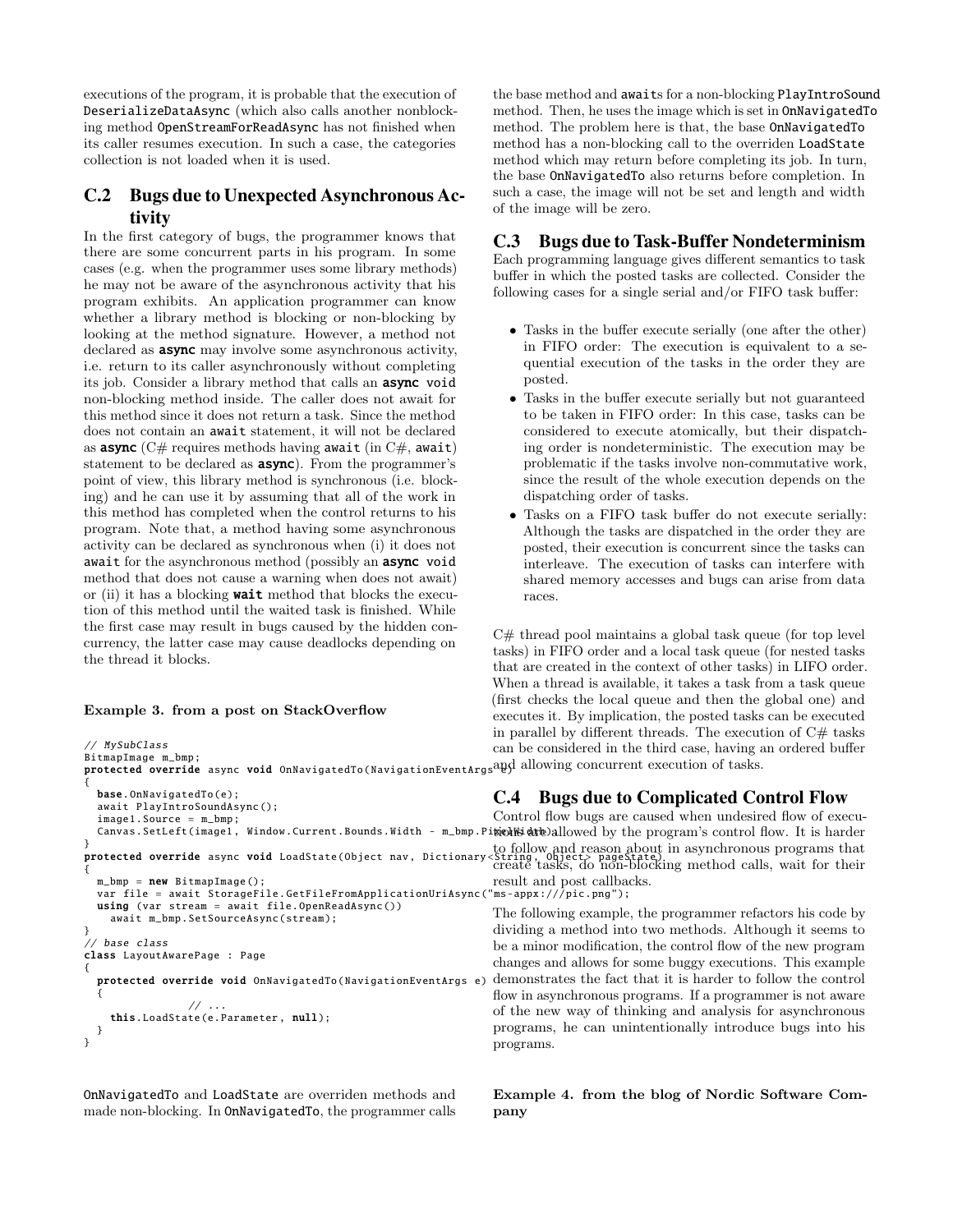executions of the program, it is probable that the execution of DeserializeDataAsync (which also calls another nonblocking method OpenStreamForReadAsync has not finished when its caller resumes execution. In such a case, the categories collection is not loaded when it is used.

## C.2 Bugs due to Unexpected Asynchronous Activity

In the first category of bugs, the programmer knows that there are some concurrent parts in his program. In some cases (e.g. when the programmer uses some library methods) he may not be aware of the asynchronous activity that his program exhibits. An application programmer can know whether a library method is blocking or non-blocking by looking at the method signature. However, a method not declared as **async** may involve some asynchronous activity, i.e. return to its caller asynchronously without completing its job. Consider a library method that calls an **async void** non-blocking method inside. The caller does not await for this method since it does not return a task. Since the method does not contain an await statement, it will not be declared as **async** (C# requires methods having await (in C#, await) statement to be declared as **async**). From the programmer's point of view, this library method is synchronous (i.e. blocking) and he can use it by assuming that all of the work in this method has completed when the control returns to his program. Note that, a method having some asynchronous activity can be declared as synchronous when (i) it does not await for the asynchronous method (possibly an **async void** method that does not cause a warning when does not await) or (ii) it has a blocking **wait** method that blocks the execution of this method until the waited task is finished. While the first case may result in bugs caused by the hidden concurrency, the latter case may cause deadlocks depending on the thread it blocks.

**Example 3. from a post on StackOverflow**

```
// MySubClass
BitmapImage m_bmp;
protected override async void OnNavigatedTo(NavigationEventArgs e)
{
  base.OnNavigatedTo(e);
  await PlayIntroSoundAsync();
  image1.Source = m_bmp;
  Canvas.SetLeft(image1, Window.Current.Bounds.Width - m_bmp.PixelWidth);
}
protected override async void LoadState(Object nav, Dictionary<String, Object> pageState)
{
  m_bmp = new BitmapImage();
  var file = await StorageFile.GetFileFromApplicationUriAsync("ms-appx:///pic.png");
  using (var stream = await file.OpenReadAsync())
    await m_bmp.SetSourceAsync(stream);
}
// base class
class LayoutAwarePage : Page
{
  protected override void OnNavigatedTo(NavigationEventArgs e)
  {
              // ...
    this.LoadState(e.Parameter, null);
  }
}
```

OnNavigatedTo and LoadState are overriden methods and made non-blocking. In OnNavigatedTo, the programmer calls the base method and awaits for a non-blocking PlayIntroSound method. Then, he uses the image which is set in OnNavigatedTo method. The problem here is that, the base OnNavigatedTo method has a non-blocking call to the overriden LoadState method which may return before completing its job. In turn, the base OnNavigatedTo also returns before completion. In such a case, the image will not be set and length and width of the image will be zero.

## C.3 Bugs due to Task-Buffer Nondeterminism

Each programming language gives different semantics to task buffer in which the posted tasks are collected. Consider the following cases for a single serial and/or FIFO task buffer:

- Tasks in the buffer execute serially (one after the other) in FIFO order: The execution is equivalent to a sequential execution of the tasks in the order they are posted.
- Tasks in the buffer execute serially but not guaranteed to be taken in FIFO order: In this case, tasks can be considered to execute atomically, but their dispatching order is nondeterministic. The execution may be problematic if the tasks involve non-commutative work, since the result of the whole execution depends on the dispatching order of tasks.
- Tasks on a FIFO task buffer do not execute serially: Although the tasks are dispatched in the order they are posted, their execution is concurrent since the tasks can interleave. The execution of tasks can interfere with shared memory accesses and bugs can arise from data races.

C# thread pool maintains a global task queue (for top level tasks) in FIFO order and a local task queue (for nested tasks that are created in the context of other tasks) in LIFO order. When a thread is available, it takes a task from a task queue (first checks the local queue and then the global one) and executes it. By implication, the posted tasks can be executed in parallel by different threads. The execution of C# tasks can be considered in the third case, having an ordered buffer and allowing concurrent execution of tasks.

## C.4 Bugs due to Complicated Control Flow

Control flow bugs are caused when undesired flow of executions are allowed by the program's control flow. It is harder to follow and reason about in asynchronous programs that create tasks, do non-blocking method calls, wait for their result and post callbacks.

The following example, the programmer refactors his code by dividing a method into two methods. Although it seems to be a minor modification, the control flow of the new program changes and allows for some buggy executions. This example demonstrates the fact that it is harder to follow the control flow in asynchronous programs. If a programmer is not aware of the new way of thinking and analysis for asynchronous programs, he can unintentionally introduce bugs into his programs.

**Example 4. from the blog of Nordic Software Company**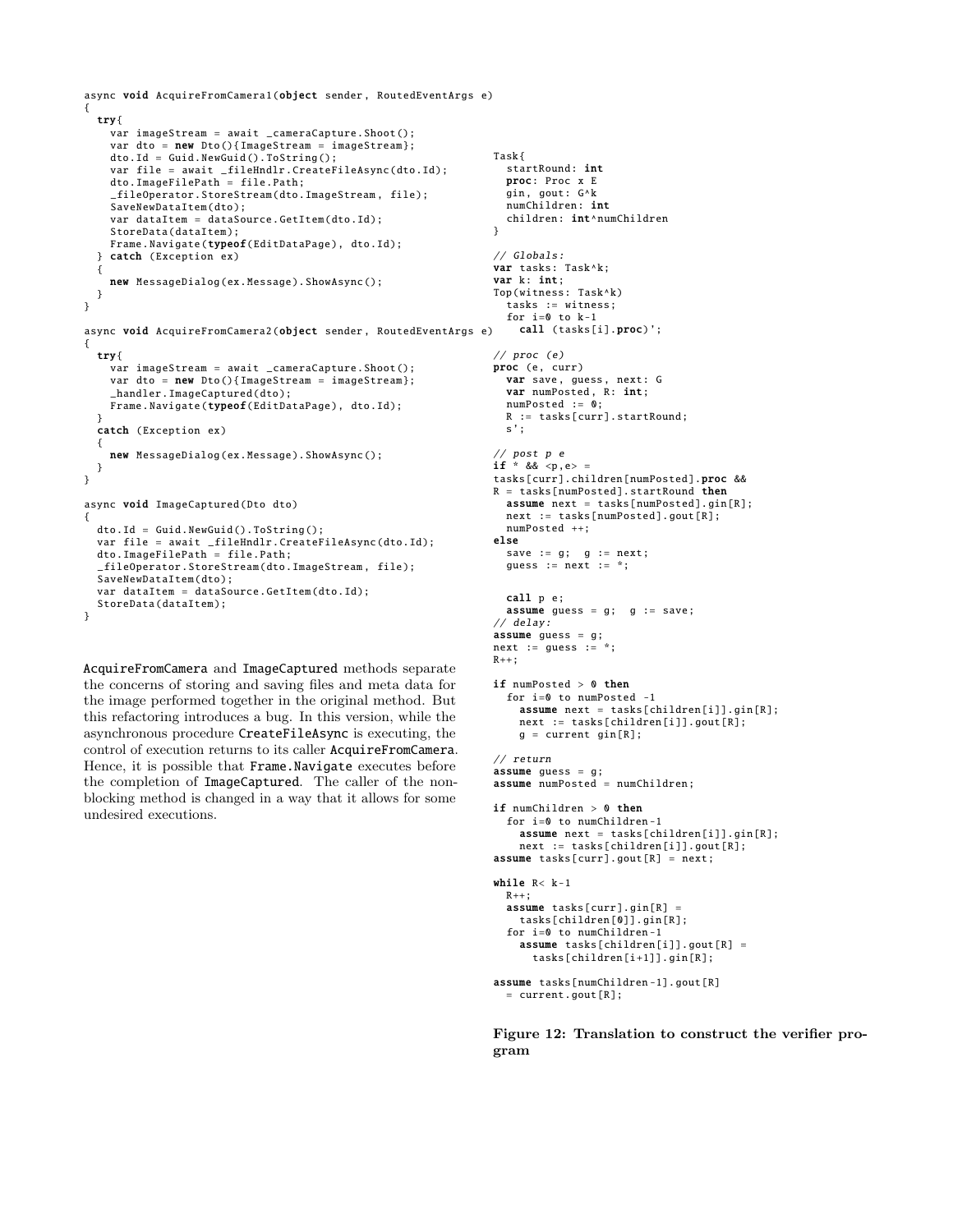```
async void AcquireFromCamera1(object sender, RoutedEventArgs e)
{
  try{
    var imageStream = await _cameraCapture.Shoot();
    var dto = new Dto(){ImageStream = imageStream};
    dto.Id = Guid.NewGuid().ToString();
    var file = await _fileHndlr.CreateFileAsync(dto.Id);
    dto.ImageFilePath = file.Path;
    _fileOperator.StoreStream(dto.ImageStream, file);
    SaveNewDataItem(dto);
    var dataItem = dataSource.GetItem(dto.Id);
    StoreData(dataItem);
    Frame.Navigate(typeof(EditDataPage), dto.Id);
  } catch (Exception ex)
  {
    new MessageDialog(ex.Message).ShowAsync();
  }
}

async void AcquireFromCamera2(object sender, RoutedEventArgs e)
{
  try{
    var imageStream = await _cameraCapture.Shoot();
    var dto = new Dto(){ImageStream = imageStream};
    _handler.ImageCaptured(dto);
    Frame.Navigate(typeof(EditDataPage), dto.Id);
  }
  catch (Exception ex)
  {
    new MessageDialog(ex.Message).ShowAsync();
  }
}

async void ImageCaptured(Dto dto)
{
  dto.Id = Guid.NewGuid().ToString();
  var file = await _fileHndlr.CreateFileAsync(dto.Id);
  dto.ImageFilePath = file.Path;
  _fileOperator.StoreStream(dto.ImageStream, file);
  SaveNewDataItem(dto);
  var dataItem = dataSource.GetItem(dto.Id);
  StoreData(dataItem);
}
```

AcquireFromCamera and ImageCaptured methods separate the concerns of storing and saving files and meta data for the image performed together in the original method. But this refactoring introduces a bug. In this version, while the asynchronous procedure CreateFileAsync is executing, the control of execution returns to its caller AcquireFromCamera. Hence, it is possible that Frame.Navigate executes before the completion of ImageCaptured. The caller of the non-blocking method is changed in a way that it allows for some undesired executions.

```
Task{
  startRound: int
  proc: Proc x E
  gin, gout: G^k
  numChildren: int
  children: int^numChildren
}

// Globals:
var tasks: Task^k;
var k: int;
Top(witness: Task^k)
  tasks := witness;
  for i=0 to k-1
    call (tasks[i].proc)';

// proc (e)
proc (e, curr)
  var save, guess, next: G
  var numPosted, R: int;
  numPosted := 0;
  R := tasks[curr].startRound;
  s';

// post p e
if * && <p,e> =
tasks[curr].children[numPosted].proc &&
R = tasks[numPosted].startRound then
  assume next = tasks[numPosted].gin[R];
  next := tasks[numPosted].gout[R];
  numPosted ++;
else
  save := g;  g := next;
  guess := next := *;


  call p e;
  assume guess = g;  g := save;
// delay:
assume guess = g;
next := guess := *;
R++;

if numPosted > 0 then
  for i=0 to numPosted -1
    assume next = tasks[children[i]].gin[R];
    next := tasks[children[i]].gout[R];
    g = current gin[R];

// return
assume guess = g;
assume numPosted = numChildren;

if numChildren > 0 then
  for i=0 to numChildren-1
    assume next = tasks[children[i]].gin[R];
    next := tasks[children[i]].gout[R];
assume tasks[curr].gout[R] = next;

while R< k-1
  R++;
  assume tasks[curr].gin[R] =
    tasks[children[0]].gin[R];
  for i=0 to numChildren-1
    assume tasks[children[i]].gout[R] =
      tasks[children[i+1]].gin[R];

assume tasks[numChildren-1].gout[R]
  = current.gout[R];
```

**Figure 12: Translation to construct the verifier program**